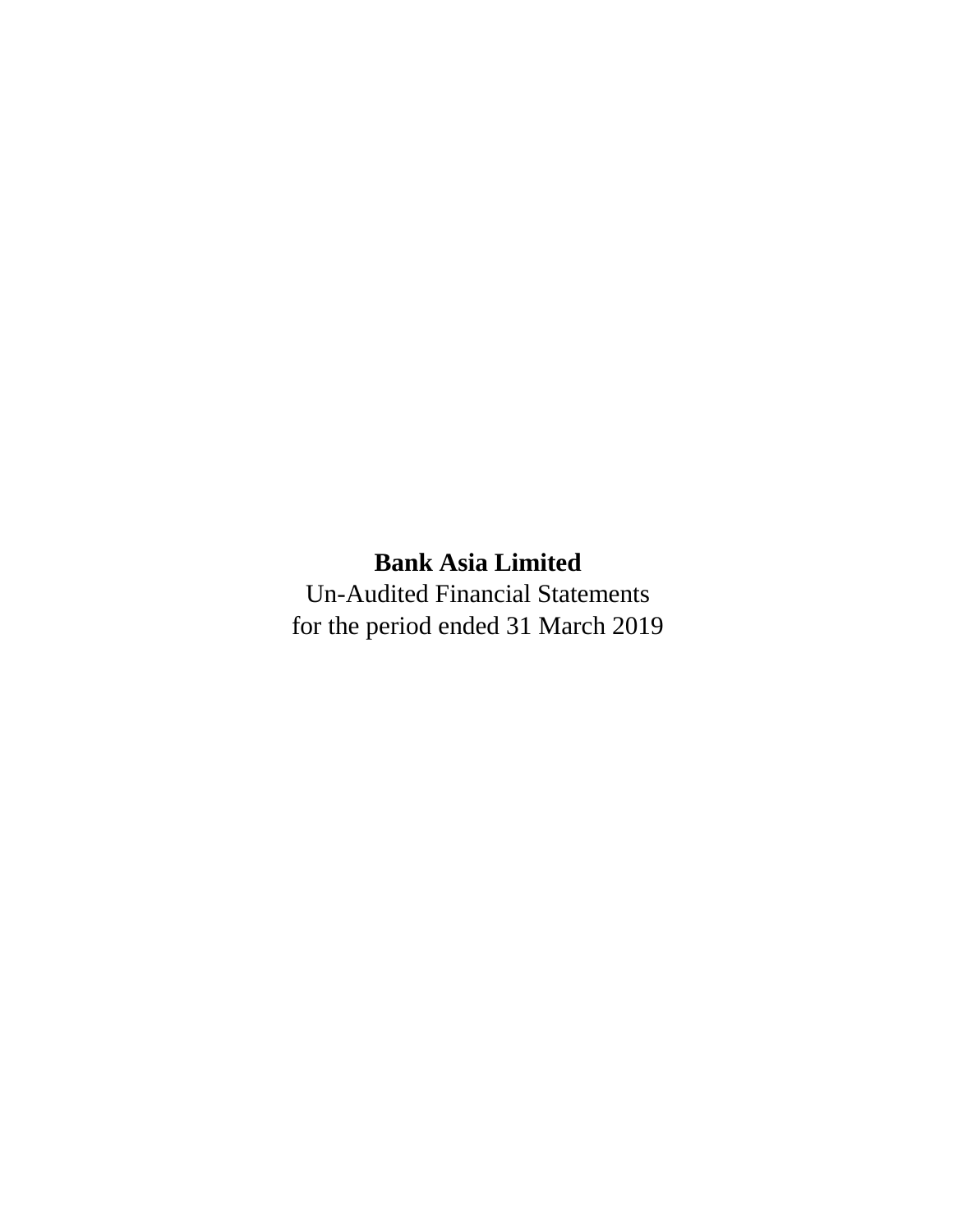**Bank Asia Limited**

Un-Audited Financial Statements

for the period ended 31 March 2019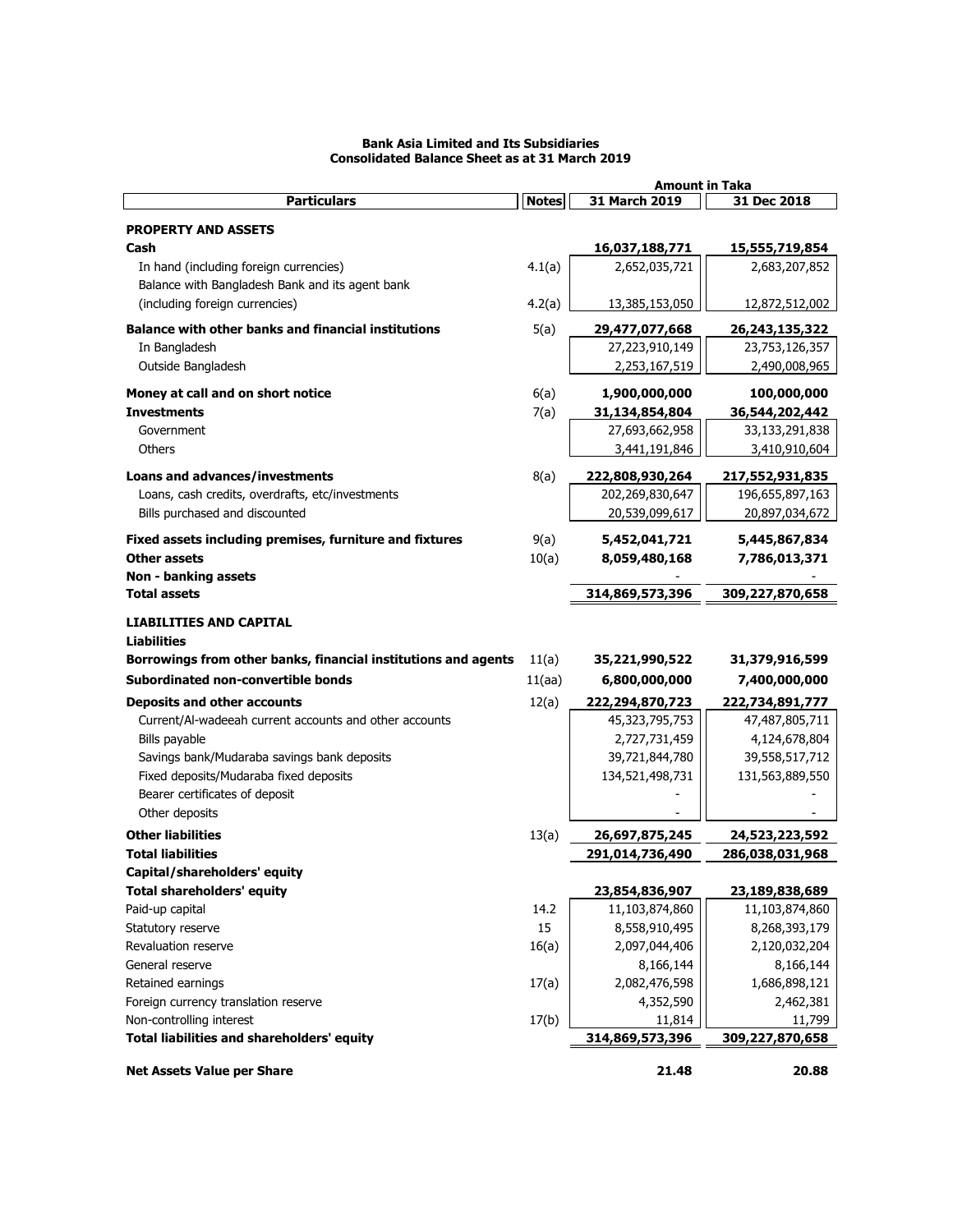**Bank Asia Limited and Its Subsidiaries**
**Consolidated Balance Sheet as at 31 March 2019**

| Particulars | Notes | Amount in Taka 31 March 2019 | 31 Dec 2018 |
|---|---|---|---|
| **PROPERTY AND ASSETS** | | | |
| **Cash** | | **16,037,188,771** | **15,555,719,854** |
| In hand (including foreign currencies) | 4.1(a) | 2,652,035,721 | 2,683,207,852 |
| Balance with Bangladesh Bank and its agent bank (including foreign currencies) | 4.2(a) | 13,385,153,050 | 12,872,512,002 |
| **Balance with other banks and financial institutions** | 5(a) | **29,477,077,668** | **26,243,135,322** |
| In Bangladesh | | 27,223,910,149 | 23,753,126,357 |
| Outside Bangladesh | | 2,253,167,519 | 2,490,008,965 |
| **Money at call and on short notice** | 6(a) | **1,900,000,000** | **100,000,000** |
| **Investments** | 7(a) | **31,134,854,804** | **36,544,202,442** |
| Government | | 27,693,662,958 | 33,133,291,838 |
| Others | | 3,441,191,846 | 3,410,910,604 |
| **Loans and advances/investments** | 8(a) | **222,808,930,264** | **217,552,931,835** |
| Loans, cash credits, overdrafts, etc/investments | | 202,269,830,647 | 196,655,897,163 |
| Bills purchased and discounted | | 20,539,099,617 | 20,897,034,672 |
| **Fixed assets including premises, furniture and fixtures** | 9(a) | **5,452,041,721** | **5,445,867,834** |
| **Other assets** | 10(a) | **8,059,480,168** | **7,786,013,371** |
| **Non - banking assets** | | - | - |
| **Total assets** | | **314,869,573,396** | **309,227,870,658** |
| **LIABILITIES AND CAPITAL** | | | |
| **Liabilities** | | | |
| **Borrowings from other banks, financial institutions and agents** | 11(a) | **35,221,990,522** | **31,379,916,599** |
| **Subordinated non-convertible bonds** | 11(aa) | **6,800,000,000** | **7,400,000,000** |
| **Deposits and other accounts** | 12(a) | **222,294,870,723** | **222,734,891,777** |
| Current/Al-wadeeah current accounts and other accounts | | 45,323,795,753 | 47,487,805,711 |
| Bills payable | | 2,727,731,459 | 4,124,678,804 |
| Savings bank/Mudaraba savings bank deposits | | 39,721,844,780 | 39,558,517,712 |
| Fixed deposits/Mudaraba fixed deposits | | 134,521,498,731 | 131,563,889,550 |
| Bearer certificates of deposit | | - | - |
| Other deposits | | - | - |
| **Other liabilities** | 13(a) | **26,697,875,245** | **24,523,223,592** |
| **Total liabilities** | | **291,014,736,490** | **286,038,031,968** |
| **Capital/shareholders' equity** | | | |
| **Total shareholders' equity** | | **23,854,836,907** | **23,189,838,689** |
| Paid-up capital | 14.2 | 11,103,874,860 | 11,103,874,860 |
| Statutory reserve | 15 | 8,558,910,495 | 8,268,393,179 |
| Revaluation reserve | 16(a) | 2,097,044,406 | 2,120,032,204 |
| General reserve | | 8,166,144 | 8,166,144 |
| Retained earnings | 17(a) | 2,082,476,598 | 1,686,898,121 |
| Foreign currency translation reserve | | 4,352,590 | 2,462,381 |
| Non-controlling interest | 17(b) | 11,814 | 11,799 |
| **Total liabilities and shareholders' equity** | | **314,869,573,396** | **309,227,870,658** |
| **Net Assets Value per Share** | | **21.48** | **20.88** |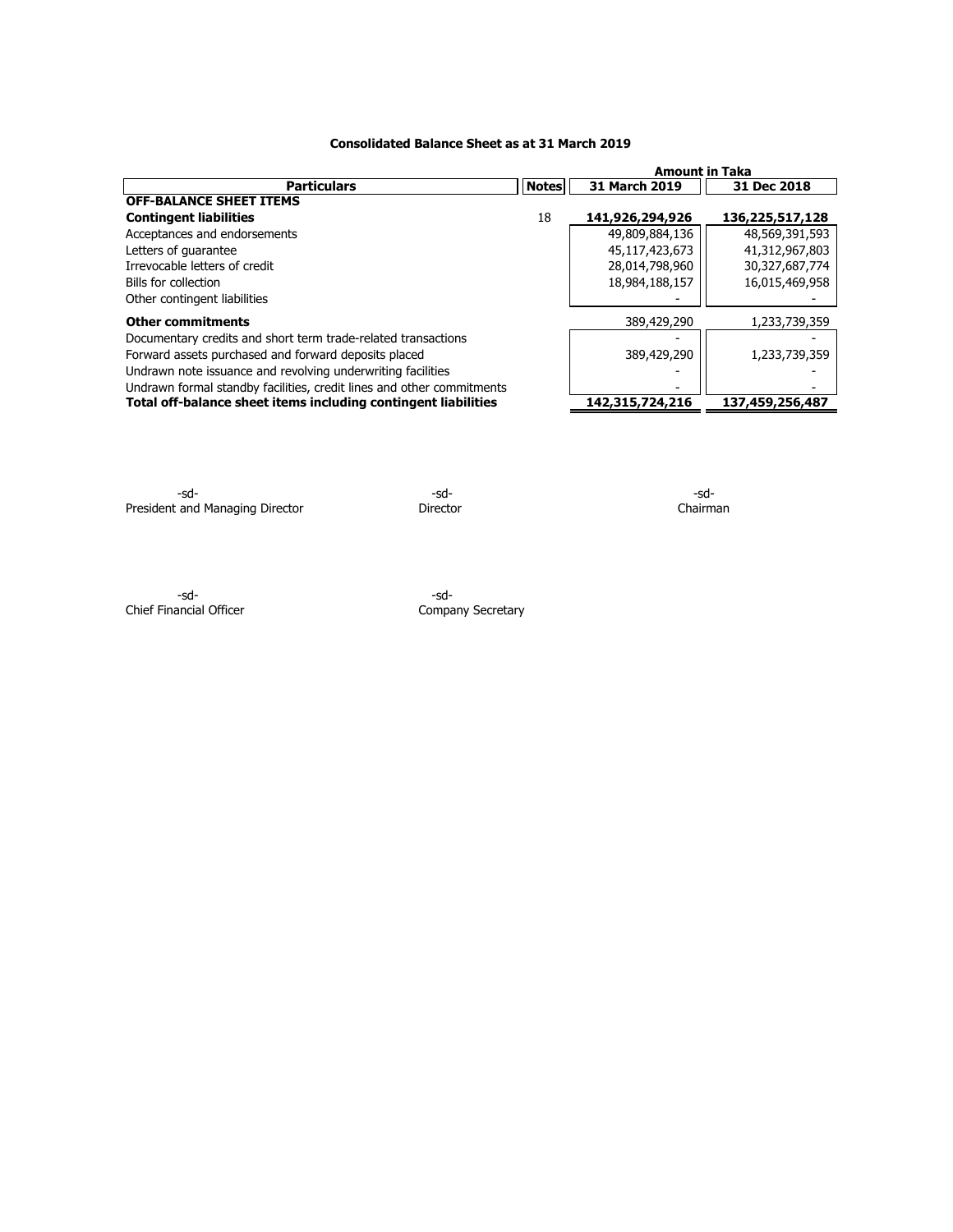## Consolidated Balance Sheet as at 31 March 2019

| Particulars | Notes | Amount in Taka | |
|---|---|---|---|
| | | 31 March 2019 | 31 Dec 2018 |
| **OFF-BALANCE SHEET ITEMS** | | | |
| **Contingent liabilities** | 18 | **141,926,294,926** | **136,225,517,128** |
| Acceptances and endorsements | | 49,809,884,136 | 48,569,391,593 |
| Letters of guarantee | | 45,117,423,673 | 41,312,967,803 |
| Irrevocable letters of credit | | 28,014,798,960 | 30,327,687,774 |
| Bills for collection | | 18,984,188,157 | 16,015,469,958 |
| Other contingent liabilities | | - | - |
| **Other commitments** | | 389,429,290 | 1,233,739,359 |
| Documentary credits and short term trade-related transactions | | - | - |
| Forward assets purchased and forward deposits placed | | 389,429,290 | 1,233,739,359 |
| Undrawn note issuance and revolving underwriting facilities | | - | - |
| Undrawn formal standby facilities, credit lines and other commitments | | - | - |
| **Total off-balance sheet items including contingent liabilities** | | **142,315,724,216** | **137,459,256,487** |

-sd-
President and Managing Director

-sd-
Director

-sd-
Chairman

-sd-
Chief Financial Officer

-sd-
Company Secretary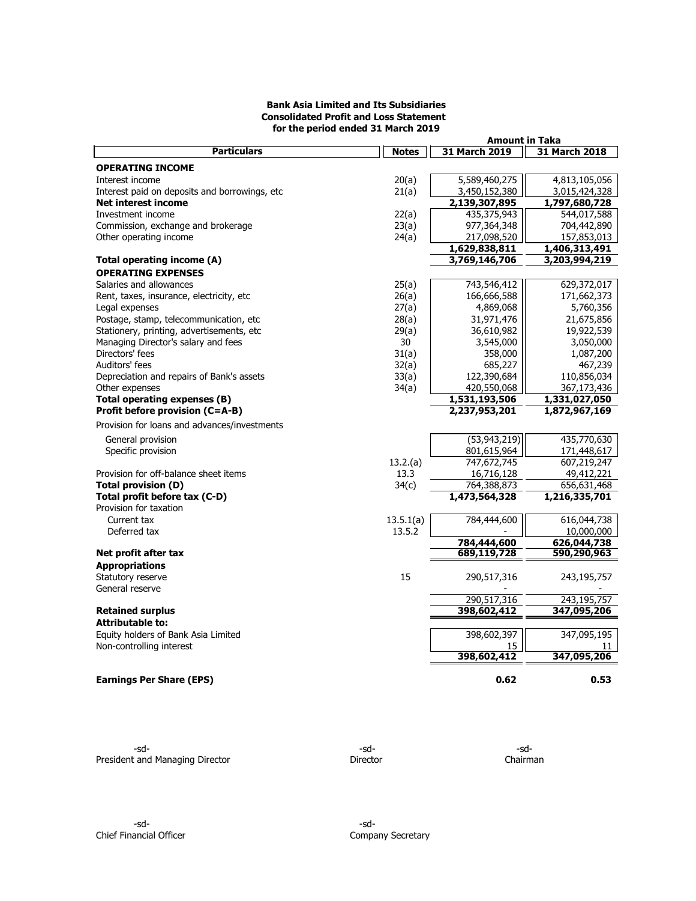**Bank Asia Limited and Its Subsidiaries**
**Consolidated Profit and Loss Statement**
**for the period ended 31 March 2019**

| Particulars | Notes | 31 March 2019 | 31 March 2018 |
|---|---|---|---|
| | | **Amount in Taka** | |
| **OPERATING INCOME** | | | |
| Interest income | 20(a) | 5,589,460,275 | 4,813,105,056 |
| Interest paid on deposits and borrowings, etc | 21(a) | 3,450,152,380 | 3,015,424,328 |
| **Net interest income** | | **2,139,307,895** | **1,797,680,728** |
| Investment income | 22(a) | 435,375,943 | 544,017,588 |
| Commission, exchange and brokerage | 23(a) | 977,364,348 | 704,442,890 |
| Other operating income | 24(a) | 217,098,520 | 157,853,013 |
| | | **1,629,838,811** | **1,406,313,491** |
| **Total operating income (A)** | | **3,769,146,706** | **3,203,994,219** |
| **OPERATING EXPENSES** | | | |
| Salaries and allowances | 25(a) | 743,546,412 | 629,372,017 |
| Rent, taxes, insurance, electricity, etc | 26(a) | 166,666,588 | 171,662,373 |
| Legal expenses | 27(a) | 4,869,068 | 5,760,356 |
| Postage, stamp, telecommunication, etc | 28(a) | 31,971,476 | 21,675,856 |
| Stationery, printing, advertisements, etc | 29(a) | 36,610,982 | 19,922,539 |
| Managing Director's salary and fees | 30 | 3,545,000 | 3,050,000 |
| Directors' fees | 31(a) | 358,000 | 1,087,200 |
| Auditors' fees | 32(a) | 685,227 | 467,239 |
| Depreciation and repairs of Bank's assets | 33(a) | 122,390,684 | 110,856,034 |
| Other expenses | 34(a) | 420,550,068 | 367,173,436 |
| **Total operating expenses (B)** | | **1,531,193,506** | **1,331,027,050** |
| **Profit before provision (C=A-B)** | | **2,237,953,201** | **1,872,967,169** |
| Provision for loans and advances/investments | | | |
| General provision | | (53,943,219) | 435,770,630 |
| Specific provision | | 801,615,964 | 171,448,617 |
| | 13.2.(a) | 747,672,745 | 607,219,247 |
| Provision for off-balance sheet items | 13.3 | 16,716,128 | 49,412,221 |
| **Total provision (D)** | 34(c) | 764,388,873 | 656,631,468 |
| **Total profit before tax (C-D)** | | **1,473,564,328** | **1,216,335,701** |
| Provision for taxation | | | |
| Current tax | 13.5.1(a) | 784,444,600 | 616,044,738 |
| Deferred tax | 13.5.2 | - | 10,000,000 |
| | | **784,444,600** | **626,044,738** |
| **Net profit after tax** | | **689,119,728** | **590,290,963** |
| **Appropriations** | | | |
| Statutory reserve | 15 | 290,517,316 | 243,195,757 |
| General reserve | | - | - |
| | | 290,517,316 | 243,195,757 |
| **Retained surplus** | | **398,602,412** | **347,095,206** |
| **Attributable to:** | | | |
| Equity holders of Bank Asia Limited | | 398,602,397 | 347,095,195 |
| Non-controlling interest | | 15 | 11 |
| | | **398,602,412** | **347,095,206** |
| **Earnings Per Share (EPS)** | | **0.62** | **0.53** |

-sd-
President and Managing Director

-sd-
Director

-sd-
Chairman

-sd-
Chief Financial Officer

-sd-
Company Secretary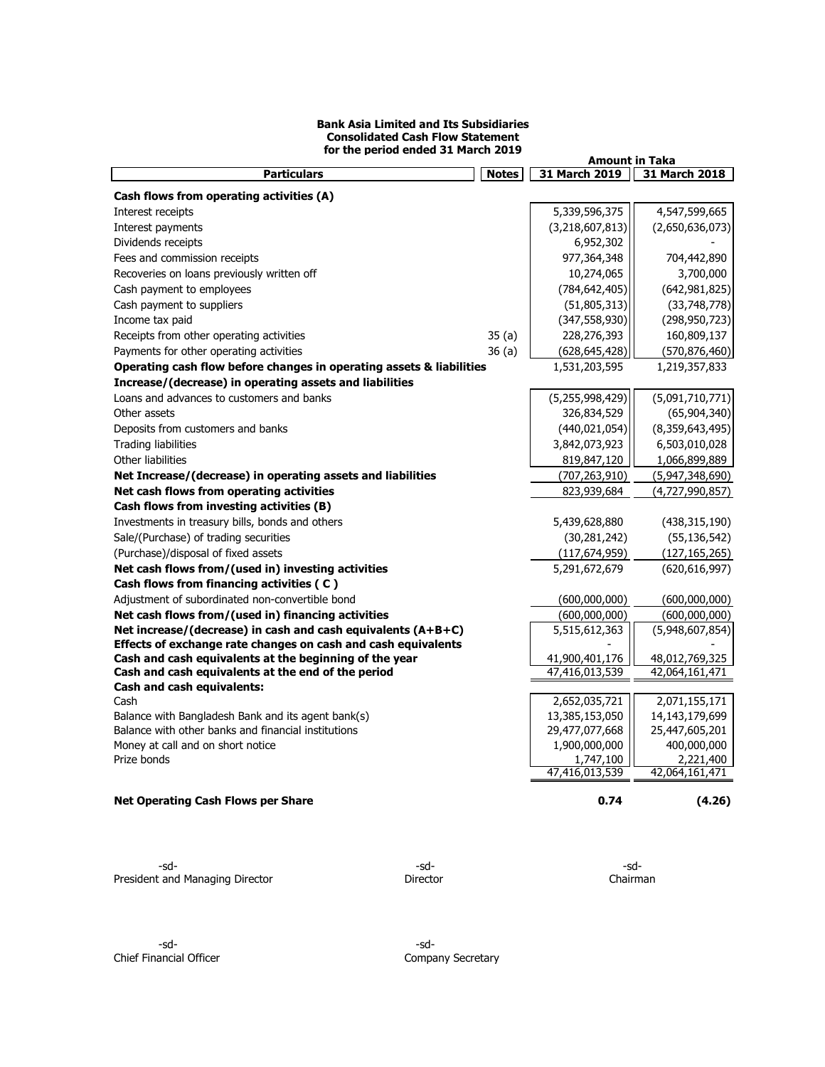**Bank Asia Limited and Its Subsidiaries**
**Consolidated Cash Flow Statement**
**for the period ended 31 March 2019**

| Particulars | Notes | 31 March 2019 | 31 March 2018 |
|---|---|---|---|
| | | **Amount in Taka** | |
| **Cash flows from operating activities (A)** | | | |
| Interest receipts | | 5,339,596,375 | 4,547,599,665 |
| Interest payments | | (3,218,607,813) | (2,650,636,073) |
| Dividends receipts | | 6,952,302 | - |
| Fees and commission receipts | | 977,364,348 | 704,442,890 |
| Recoveries on loans previously written off | | 10,274,065 | 3,700,000 |
| Cash payment to employees | | (784,642,405) | (642,981,825) |
| Cash payment to suppliers | | (51,805,313) | (33,748,778) |
| Income tax paid | | (347,558,930) | (298,950,723) |
| Receipts from other operating activities | 35 (a) | 228,276,393 | 160,809,137 |
| Payments for other operating activities | 36 (a) | (628,645,428) | (570,876,460) |
| **Operating cash flow before changes in operating assets & liabilities** | | 1,531,203,595 | 1,219,357,833 |
| **Increase/(decrease) in operating assets and liabilities** | | | |
| Loans and advances to customers and banks | | (5,255,998,429) | (5,091,710,771) |
| Other assets | | 326,834,529 | (65,904,340) |
| Deposits from customers and banks | | (440,021,054) | (8,359,643,495) |
| Trading liabilities | | 3,842,073,923 | 6,503,010,028 |
| Other liabilities | | 819,847,120 | 1,066,899,889 |
| **Net Increase/(decrease) in operating assets and liabilities** | | (707,263,910) | (5,947,348,690) |
| **Net cash flows from operating activities** | | 823,939,684 | (4,727,990,857) |
| **Cash flows from investing activities (B)** | | | |
| Investments in treasury bills, bonds and others | | 5,439,628,880 | (438,315,190) |
| Sale/(Purchase) of trading securities | | (30,281,242) | (55,136,542) |
| (Purchase)/disposal of fixed assets | | (117,674,959) | (127,165,265) |
| **Net cash flows from/(used in) investing activities** | | 5,291,672,679 | (620,616,997) |
| **Cash flows from financing activities ( C )** | | | |
| Adjustment of subordinated non-convertible bond | | (600,000,000) | (600,000,000) |
| **Net cash flows from/(used in) financing activities** | | (600,000,000) | (600,000,000) |
| **Net increase/(decrease) in cash and cash equivalents (A+B+C)** | | 5,515,612,363 | (5,948,607,854) |
| **Effects of exchange rate changes on cash and cash equivalents** | | - | - |
| **Cash and cash equivalents at the beginning of the year** | | 41,900,401,176 | 48,012,769,325 |
| **Cash and cash equivalents at the end of the period** | | 47,416,013,539 | 42,064,161,471 |
| **Cash and cash equivalents:** | | | |
| Cash | | 2,652,035,721 | 2,071,155,171 |
| Balance with Bangladesh Bank and its agent bank(s) | | 13,385,153,050 | 14,143,179,699 |
| Balance with other banks and financial institutions | | 29,477,077,668 | 25,447,605,201 |
| Money at call and on short notice | | 1,900,000,000 | 400,000,000 |
| Prize bonds | | 1,747,100 | 2,221,400 |
| | | 47,416,013,539 | 42,064,161,471 |
| **Net Operating Cash Flows per Share** | | **0.74** | **(4.26)** |

-sd-
President and Managing Director

-sd-
Director

-sd-
Chairman

-sd-
Chief Financial Officer

-sd-
Company Secretary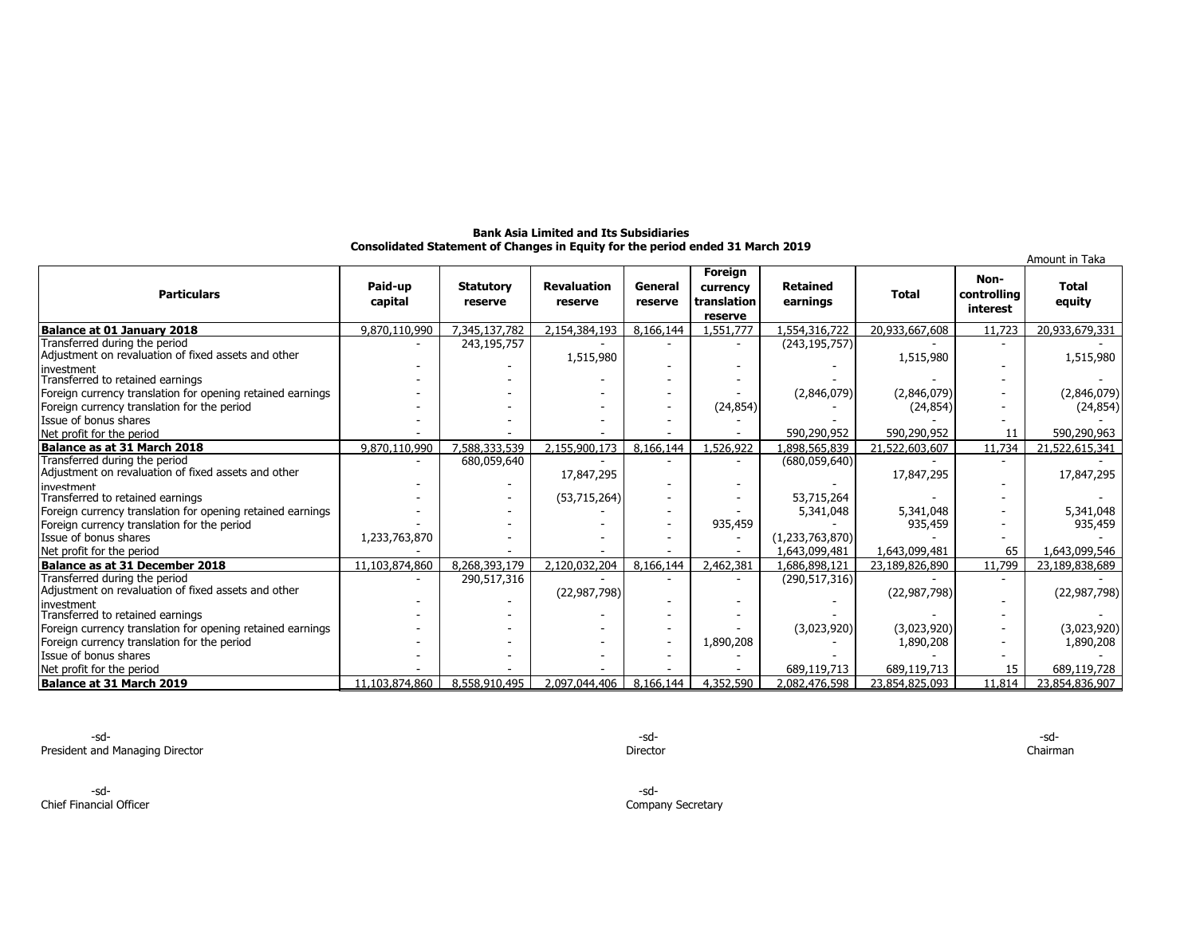**Bank Asia Limited and Its Subsidiaries**
**Consolidated Statement of Changes in Equity for the period ended 31 March 2019**

Amount in Taka

| Particulars | Paid-up capital | Statutory reserve | Revaluation reserve | General reserve | Foreign currency translation reserve | Retained earnings | Total | Non-controlling interest | Total equity |
|---|---|---|---|---|---|---|---|---|---|
| **Balance at 01 January 2018** | 9,870,110,990 | 7,345,137,782 | 2,154,384,193 | 8,166,144 | 1,551,777 | 1,554,316,722 | 20,933,667,608 | 11,723 | 20,933,679,331 |
| Transferred during the period | - | 243,195,757 | - | - | - | (243,195,757) | - | - | - |
| Adjustment on revaluation of fixed assets and other investment | - | - | 1,515,980 | - | - | - | 1,515,980 | - | 1,515,980 |
| Transferred to retained earnings | - | - | - | - | - | - | - | - | - |
| Foreign currency translation for opening retained earnings | - | - | - | - | - | (2,846,079) | (2,846,079) | - | (2,846,079) |
| Foreign currency translation for the period | - | - | - | - | (24,854) | - | (24,854) | - | (24,854) |
| Issue of bonus shares | - | - | - | - | - | - | - | - | - |
| Net profit for the period | - | - | - | - | - | 590,290,952 | 590,290,952 | 11 | 590,290,963 |
| **Balance as at 31 March 2018** | 9,870,110,990 | 7,588,333,539 | 2,155,900,173 | 8,166,144 | 1,526,922 | 1,898,565,839 | 21,522,603,607 | 11,734 | 21,522,615,341 |
| Transferred during the period | - | 680,059,640 | - | - | - | (680,059,640) | - | - | - |
| Adjustment on revaluation of fixed assets and other investment | - | - | 17,847,295 | - | - | - | 17,847,295 | - | 17,847,295 |
| Transferred to retained earnings | - | - | (53,715,264) | - | - | 53,715,264 | - | - | - |
| Foreign currency translation for opening retained earnings | - | - | - | - | - | 5,341,048 | 5,341,048 | - | 5,341,048 |
| Foreign currency translation for the period | - | - | - | - | 935,459 | - | 935,459 | - | 935,459 |
| Issue of bonus shares | 1,233,763,870 | - | - | - | - | (1,233,763,870) | - | - | - |
| Net profit for the period | - | - | - | - | - | 1,643,099,481 | 1,643,099,481 | 65 | 1,643,099,546 |
| **Balance as at 31 December 2018** | 11,103,874,860 | 8,268,393,179 | 2,120,032,204 | 8,166,144 | 2,462,381 | 1,686,898,121 | 23,189,826,890 | 11,799 | 23,189,838,689 |
| Transferred during the period | - | 290,517,316 | - | - | - | (290,517,316) | - | - | - |
| Adjustment on revaluation of fixed assets and other investment | - | - | (22,987,798) | - | - | - | (22,987,798) | - | (22,987,798) |
| Transferred to retained earnings | - | - | - | - | - | - | - | - | - |
| Foreign currency translation for opening retained earnings | - | - | - | - | - | (3,023,920) | (3,023,920) | - | (3,023,920) |
| Foreign currency translation for the period | - | - | - | - | 1,890,208 | - | 1,890,208 | - | 1,890,208 |
| Issue of bonus shares | - | - | - | - | - | - | - | - | - |
| Net profit for the period | - | - | - | - | - | 689,119,713 | 689,119,713 | 15 | 689,119,728 |
| **Balance at 31 March 2019** | 11,103,874,860 | 8,558,910,495 | 2,097,044,406 | 8,166,144 | 4,352,590 | 2,082,476,598 | 23,854,825,093 | 11,814 | 23,854,836,907 |

-sd-
President and Managing Director

-sd-
Director

-sd-
Chairman

-sd-
Chief Financial Officer

-sd-
Company Secretary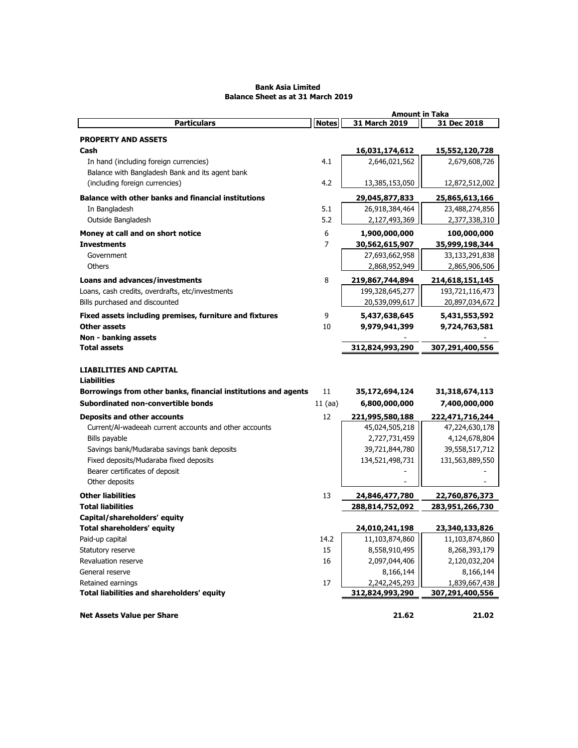**Bank Asia Limited**
**Balance Sheet as at 31 March 2019**

| Particulars | Notes | Amount in Taka | |
|---|---|---|---|
| | | **31 March 2019** | **31 Dec 2018** |
| **PROPERTY AND ASSETS** | | | |
| **Cash** | | **16,031,174,612** | **15,552,120,728** |
| In hand (including foreign currencies) | 4.1 | 2,646,021,562 | 2,679,608,726 |
| Balance with Bangladesh Bank and its agent bank (including foreign currencies) | 4.2 | 13,385,153,050 | 12,872,512,002 |
| **Balance with other banks and financial institutions** | | **29,045,877,833** | **25,865,613,166** |
| In Bangladesh | 5.1 | 26,918,384,464 | 23,488,274,856 |
| Outside Bangladesh | 5.2 | 2,127,493,369 | 2,377,338,310 |
| **Money at call and on short notice** | 6 | **1,900,000,000** | **100,000,000** |
| **Investments** | 7 | **30,562,615,907** | **35,999,198,344** |
| Government | | 27,693,662,958 | 33,133,291,838 |
| Others | | 2,868,952,949 | 2,865,906,506 |
| **Loans and advances/investments** | 8 | **219,867,744,894** | **214,618,151,145** |
| Loans, cash credits, overdrafts, etc/investments | | 199,328,645,277 | 193,721,116,473 |
| Bills purchased and discounted | | 20,539,099,617 | 20,897,034,672 |
| **Fixed assets including premises, furniture and fixtures** | 9 | **5,437,638,645** | **5,431,553,592** |
| **Other assets** | 10 | **9,979,941,399** | **9,724,763,581** |
| **Non - banking assets** | | - | - |
| **Total assets** | | **312,824,993,290** | **307,291,400,556** |
| | | | |
| **LIABILITIES AND CAPITAL** | | | |
| **Liabilities** | | | |
| **Borrowings from other banks, financial institutions and agents** | 11 | **35,172,694,124** | **31,318,674,113** |
| **Subordinated non-convertible bonds** | 11 (aa) | **6,800,000,000** | **7,400,000,000** |
| **Deposits and other accounts** | 12 | **221,995,580,188** | **222,471,716,244** |
| Current/Al-wadeeah current accounts and other accounts | | 45,024,505,218 | 47,224,630,178 |
| Bills payable | | 2,727,731,459 | 4,124,678,804 |
| Savings bank/Mudaraba savings bank deposits | | 39,721,844,780 | 39,558,517,712 |
| Fixed deposits/Mudaraba fixed deposits | | 134,521,498,731 | 131,563,889,550 |
| Bearer certificates of deposit | | - | - |
| Other deposits | | - | - |
| **Other liabilities** | 13 | **24,846,477,780** | **22,760,876,373** |
| **Total liabilities** | | **288,814,752,092** | **283,951,266,730** |
| **Capital/shareholders' equity** | | | |
| **Total shareholders' equity** | | **24,010,241,198** | **23,340,133,826** |
| Paid-up capital | 14.2 | 11,103,874,860 | 11,103,874,860 |
| Statutory reserve | 15 | 8,558,910,495 | 8,268,393,179 |
| Revaluation reserve | 16 | 2,097,044,406 | 2,120,032,204 |
| General reserve | | 8,166,144 | 8,166,144 |
| Retained earnings | 17 | 2,242,245,293 | 1,839,667,438 |
| **Total liabilities and shareholders' equity** | | **312,824,993,290** | **307,291,400,556** |
| | | | |
| **Net Assets Value per Share** | | **21.62** | **21.02** |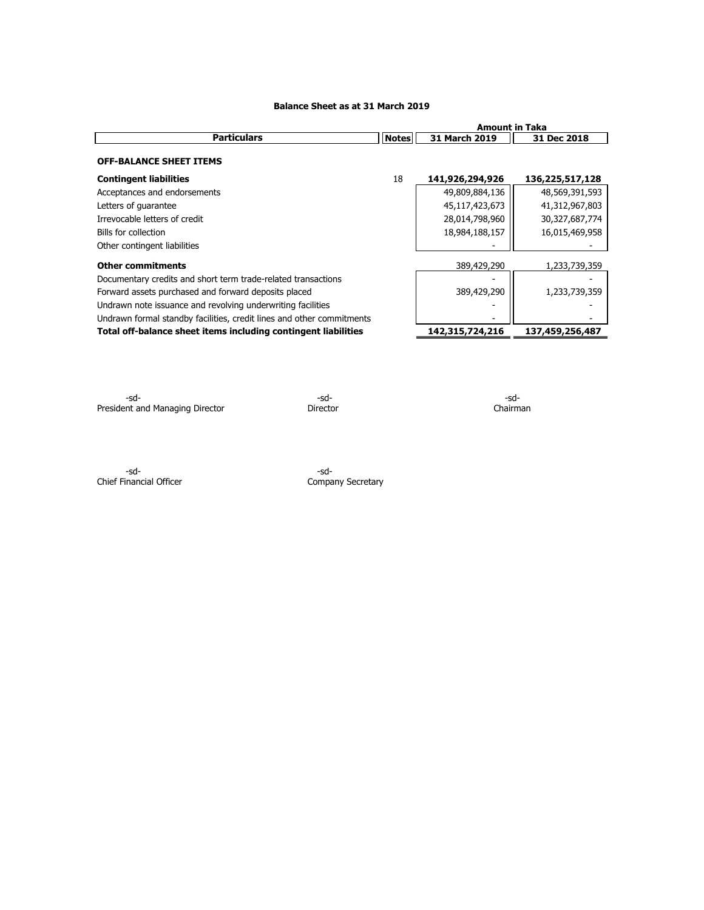**Balance Sheet as at 31 March 2019**

| Particulars | Notes | Amount in Taka | |
|---|---|---|---|
| | | 31 March 2019 | 31 Dec 2018 |
| **OFF-BALANCE SHEET ITEMS** | | | |
| **Contingent liabilities** | 18 | **141,926,294,926** | **136,225,517,128** |
| Acceptances and endorsements | | 49,809,884,136 | 48,569,391,593 |
| Letters of guarantee | | 45,117,423,673 | 41,312,967,803 |
| Irrevocable letters of credit | | 28,014,798,960 | 30,327,687,774 |
| Bills for collection | | 18,984,188,157 | 16,015,469,958 |
| Other contingent liabilities | | - | - |
| **Other commitments** | | 389,429,290 | 1,233,739,359 |
| Documentary credits and short term trade-related transactions | | - | - |
| Forward assets purchased and forward deposits placed | | 389,429,290 | 1,233,739,359 |
| Undrawn note issuance and revolving underwriting facilities | | - | - |
| Undrawn formal standby facilities, credit lines and other commitments | | - | - |
| **Total off-balance sheet items including contingent liabilities** | | **142,315,724,216** | **137,459,256,487** |

-sd-
President and Managing Director

-sd-
Director

-sd-
Chairman

-sd-
Chief Financial Officer

-sd-
Company Secretary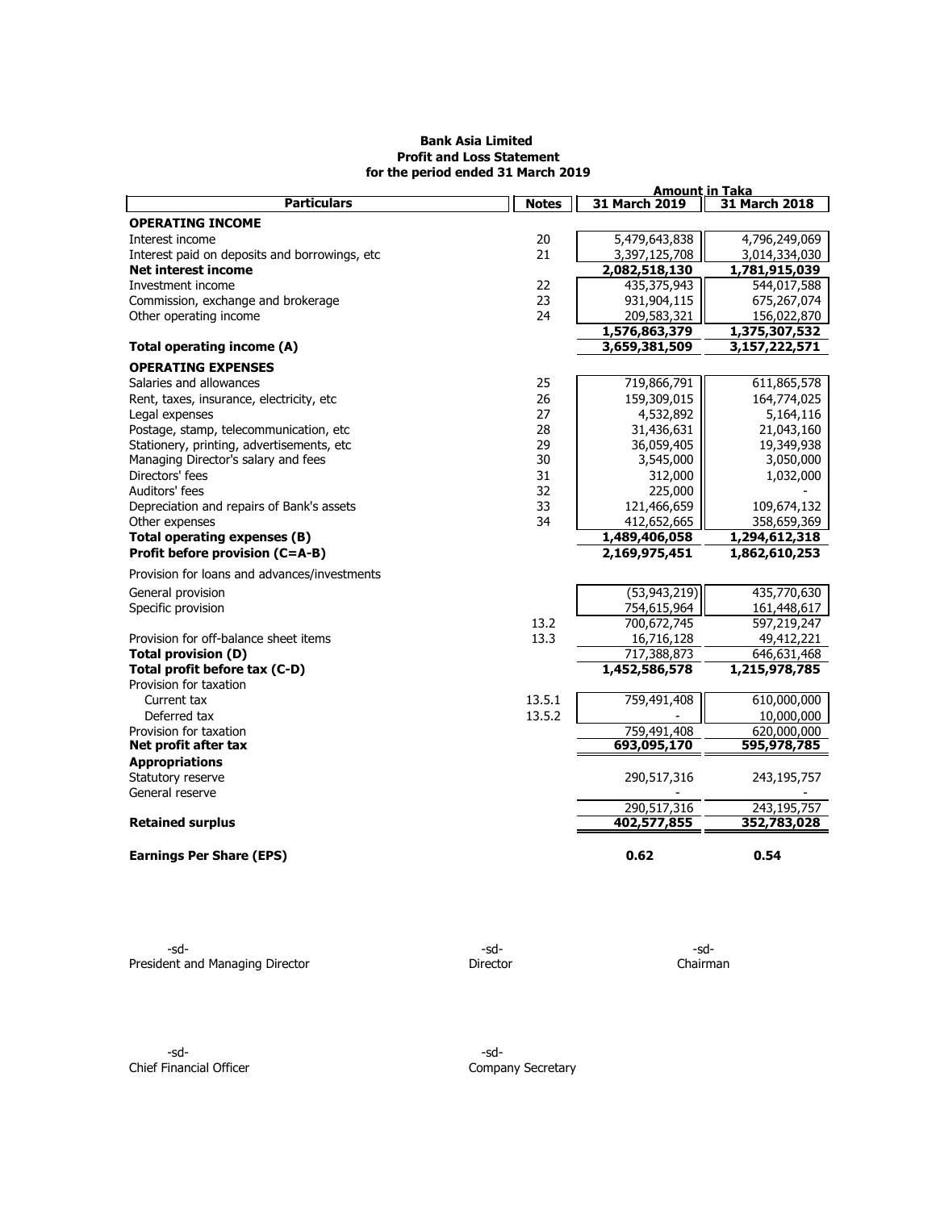**Bank Asia Limited**
**Profit and Loss Statement**
**for the period ended 31 March 2019**

| Particulars | Notes | 31 March 2019 | 31 March 2018 |
|---|---|---|---|
| | | **Amount in Taka** | |
| **OPERATING INCOME** | | | |
| Interest income | 20 | 5,479,643,838 | 4,796,249,069 |
| Interest paid on deposits and borrowings, etc | 21 | 3,397,125,708 | 3,014,334,030 |
| **Net interest income** | | **2,082,518,130** | **1,781,915,039** |
| Investment income | 22 | 435,375,943 | 544,017,588 |
| Commission, exchange and brokerage | 23 | 931,904,115 | 675,267,074 |
| Other operating income | 24 | 209,583,321 | 156,022,870 |
| | | **1,576,863,379** | **1,375,307,532** |
| **Total operating income (A)** | | **3,659,381,509** | **3,157,222,571** |
| **OPERATING EXPENSES** | | | |
| Salaries and allowances | 25 | 719,866,791 | 611,865,578 |
| Rent, taxes, insurance, electricity, etc | 26 | 159,309,015 | 164,774,025 |
| Legal expenses | 27 | 4,532,892 | 5,164,116 |
| Postage, stamp, telecommunication, etc | 28 | 31,436,631 | 21,043,160 |
| Stationery, printing, advertisements, etc | 29 | 36,059,405 | 19,349,938 |
| Managing Director's salary and fees | 30 | 3,545,000 | 3,050,000 |
| Directors' fees | 31 | 312,000 | 1,032,000 |
| Auditors' fees | 32 | 225,000 | - |
| Depreciation and repairs of Bank's assets | 33 | 121,466,659 | 109,674,132 |
| Other expenses | 34 | 412,652,665 | 358,659,369 |
| **Total operating expenses (B)** | | **1,489,406,058** | **1,294,612,318** |
| **Profit before provision (C=A-B)** | | **2,169,975,451** | **1,862,610,253** |
| Provision for loans and advances/investments | | | |
| General provision | | (53,943,219) | 435,770,630 |
| Specific provision | | 754,615,964 | 161,448,617 |
| | 13.2 | 700,672,745 | 597,219,247 |
| Provision for off-balance sheet items | 13.3 | 16,716,128 | 49,412,221 |
| **Total provision (D)** | | 717,388,873 | 646,631,468 |
| **Total profit before tax (C-D)** | | **1,452,586,578** | **1,215,978,785** |
| Provision for taxation | | | |
| Current tax | 13.5.1 | 759,491,408 | 610,000,000 |
| Deferred tax | 13.5.2 | - | 10,000,000 |
| Provision for taxation | | 759,491,408 | 620,000,000 |
| **Net profit after tax** | | **693,095,170** | **595,978,785** |
| **Appropriations** | | | |
| Statutory reserve | | 290,517,316 | 243,195,757 |
| General reserve | | - | - |
| | | 290,517,316 | 243,195,757 |
| **Retained surplus** | | **402,577,855** | **352,783,028** |
| **Earnings Per Share (EPS)** | | **0.62** | **0.54** |

-sd-
President and Managing Director

-sd-
Director

-sd-
Chairman

-sd-
Chief Financial Officer

-sd-
Company Secretary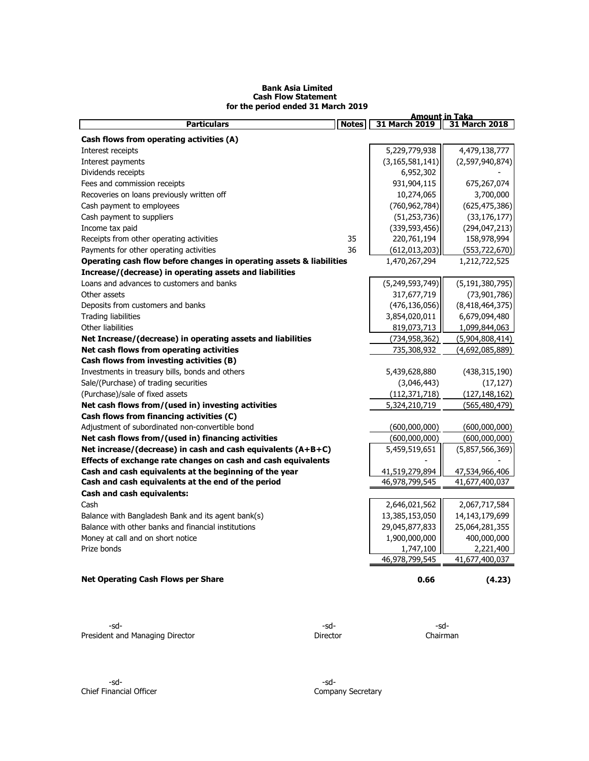**Bank Asia Limited**
**Cash Flow Statement**
**for the period ended 31 March 2019**

| Particulars | Notes | Amount in Taka | |
|---|---|---|---|
| | | 31 March 2019 | 31 March 2018 |
| **Cash flows from operating activities (A)** | | | |
| Interest receipts | | 5,229,779,938 | 4,479,138,777 |
| Interest payments | | (3,165,581,141) | (2,597,940,874) |
| Dividends receipts | | 6,952,302 | - |
| Fees and commission receipts | | 931,904,115 | 675,267,074 |
| Recoveries on loans previously written off | | 10,274,065 | 3,700,000 |
| Cash payment to employees | | (760,962,784) | (625,475,386) |
| Cash payment to suppliers | | (51,253,736) | (33,176,177) |
| Income tax paid | | (339,593,456) | (294,047,213) |
| Receipts from other operating activities | 35 | 220,761,194 | 158,978,994 |
| Payments for other operating activities | 36 | (612,013,203) | (553,722,670) |
| **Operating cash flow before changes in operating assets & liabilities** | | 1,470,267,294 | 1,212,722,525 |
| **Increase/(decrease) in operating assets and liabilities** | | | |
| Loans and advances to customers and banks | | (5,249,593,749) | (5,191,380,795) |
| Other assets | | 317,677,719 | (73,901,786) |
| Deposits from customers and banks | | (476,136,056) | (8,418,464,375) |
| Trading liabilities | | 3,854,020,011 | 6,679,094,480 |
| Other liabilities | | 819,073,713 | 1,099,844,063 |
| **Net Increase/(decrease) in operating assets and liabilities** | | (734,958,362) | (5,904,808,414) |
| **Net cash flows from operating activities** | | 735,308,932 | (4,692,085,889) |
| **Cash flows from investing activities (B)** | | | |
| Investments in treasury bills, bonds and others | | 5,439,628,880 | (438,315,190) |
| Sale/(Purchase) of trading securities | | (3,046,443) | (17,127) |
| (Purchase)/sale of fixed assets | | (112,371,718) | (127,148,162) |
| **Net cash flows from/(used in) investing activities** | | 5,324,210,719 | (565,480,479) |
| **Cash flows from financing activities (C)** | | | |
| Adjustment of subordinated non-convertible bond | | (600,000,000) | (600,000,000) |
| **Net cash flows from/(used in) financing activities** | | (600,000,000) | (600,000,000) |
| **Net increase/(decrease) in cash and cash equivalents (A+B+C)** | | 5,459,519,651 | (5,857,566,369) |
| **Effects of exchange rate changes on cash and cash equivalents** | | - | - |
| **Cash and cash equivalents at the beginning of the year** | | 41,519,279,894 | 47,534,966,406 |
| **Cash and cash equivalents at the end of the period** | | 46,978,799,545 | 41,677,400,037 |
| **Cash and cash equivalents:** | | | |
| Cash | | 2,646,021,562 | 2,067,717,584 |
| Balance with Bangladesh Bank and its agent bank(s) | | 13,385,153,050 | 14,143,179,699 |
| Balance with other banks and financial institutions | | 29,045,877,833 | 25,064,281,355 |
| Money at call and on short notice | | 1,900,000,000 | 400,000,000 |
| Prize bonds | | 1,747,100 | 2,221,400 |
| | | 46,978,799,545 | 41,677,400,037 |
| **Net Operating Cash Flows per Share** | | **0.66** | **(4.23)** |

-sd-
President and Managing Director

-sd-
Director

-sd-
Chairman

-sd-
Chief Financial Officer

-sd-
Company Secretary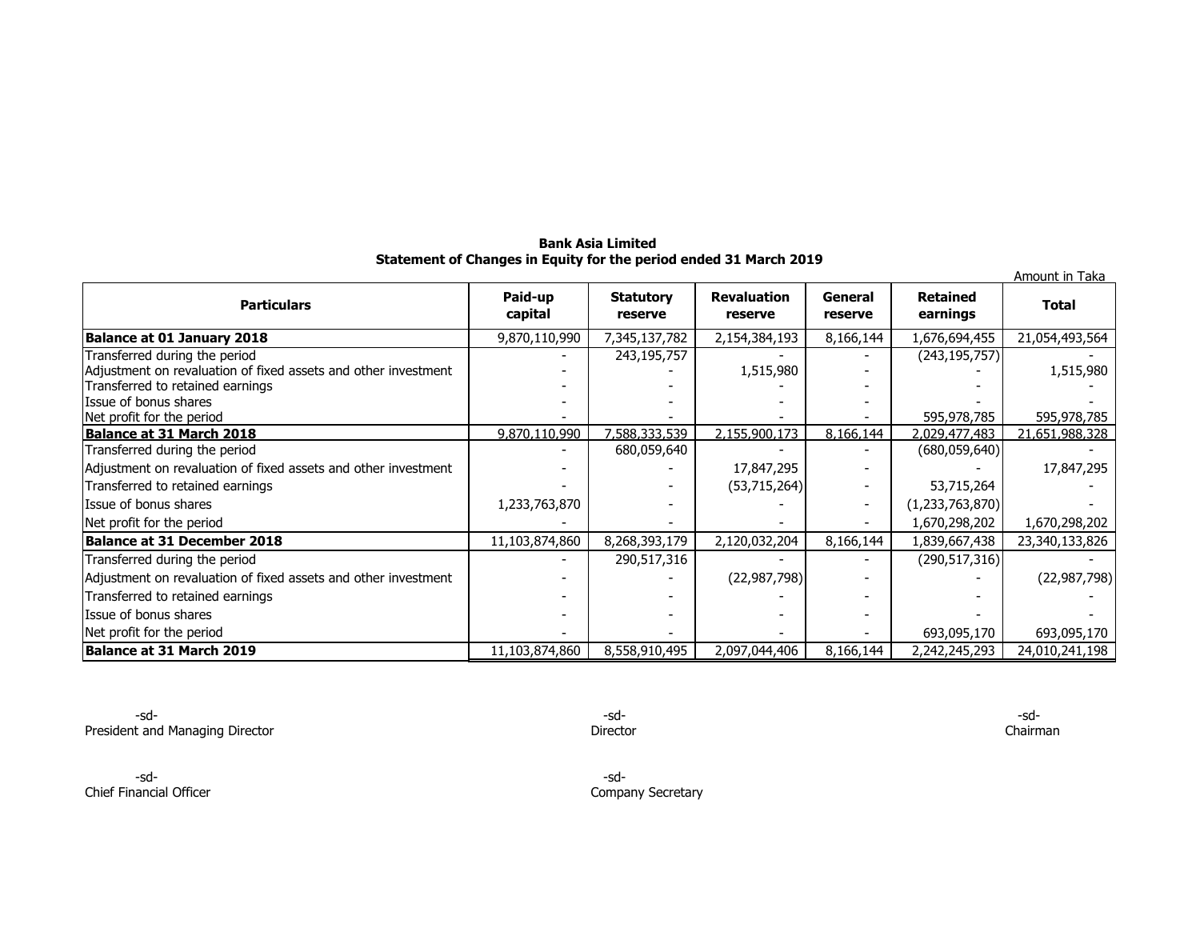**Bank Asia Limited**
**Statement of Changes in Equity for the period ended 31 March 2019**

Amount in Taka

| Particulars | Paid-up capital | Statutory reserve | Revaluation reserve | General reserve | Retained earnings | Total |
|---|---|---|---|---|---|---|
| **Balance at 01 January 2018** | 9,870,110,990 | 7,345,137,782 | 2,154,384,193 | 8,166,144 | 1,676,694,455 | 21,054,493,564 |
| Transferred during the period | - | 243,195,757 | - | - | (243,195,757) | - |
| Adjustment on revaluation of fixed assets and other investment | - | - | 1,515,980 | - | - | 1,515,980 |
| Transferred to retained earnings | - | - | - | - | - | - |
| Issue of bonus shares | - | - | - | - | - | - |
| Net profit for the period | - | - | - | - | 595,978,785 | 595,978,785 |
| **Balance at 31 March 2018** | 9,870,110,990 | 7,588,333,539 | 2,155,900,173 | 8,166,144 | 2,029,477,483 | 21,651,988,328 |
| Transferred during the period | - | 680,059,640 | - | - | (680,059,640) | - |
| Adjustment on revaluation of fixed assets and other investment | - | - | 17,847,295 | - | - | 17,847,295 |
| Transferred to retained earnings | - | - | (53,715,264) | - | 53,715,264 | - |
| Issue of bonus shares | 1,233,763,870 | - | - | - | (1,233,763,870) | - |
| Net profit for the period | - | - | - | - | 1,670,298,202 | 1,670,298,202 |
| **Balance at 31 December 2018** | 11,103,874,860 | 8,268,393,179 | 2,120,032,204 | 8,166,144 | 1,839,667,438 | 23,340,133,826 |
| Transferred during the period | - | 290,517,316 | - | - | (290,517,316) | - |
| Adjustment on revaluation of fixed assets and other investment | - | - | (22,987,798) | - | - | (22,987,798) |
| Transferred to retained earnings | - | - | - | - | - | - |
| Issue of bonus shares | - | - | - | - | - | - |
| Net profit for the period | - | - | - | - | 693,095,170 | 693,095,170 |
| **Balance at 31 March 2019** | 11,103,874,860 | 8,558,910,495 | 2,097,044,406 | 8,166,144 | 2,242,245,293 | 24,010,241,198 |

-sd-
President and Managing Director

-sd-
Director

-sd-
Chairman

-sd-
Chief Financial Officer

-sd-
Company Secretary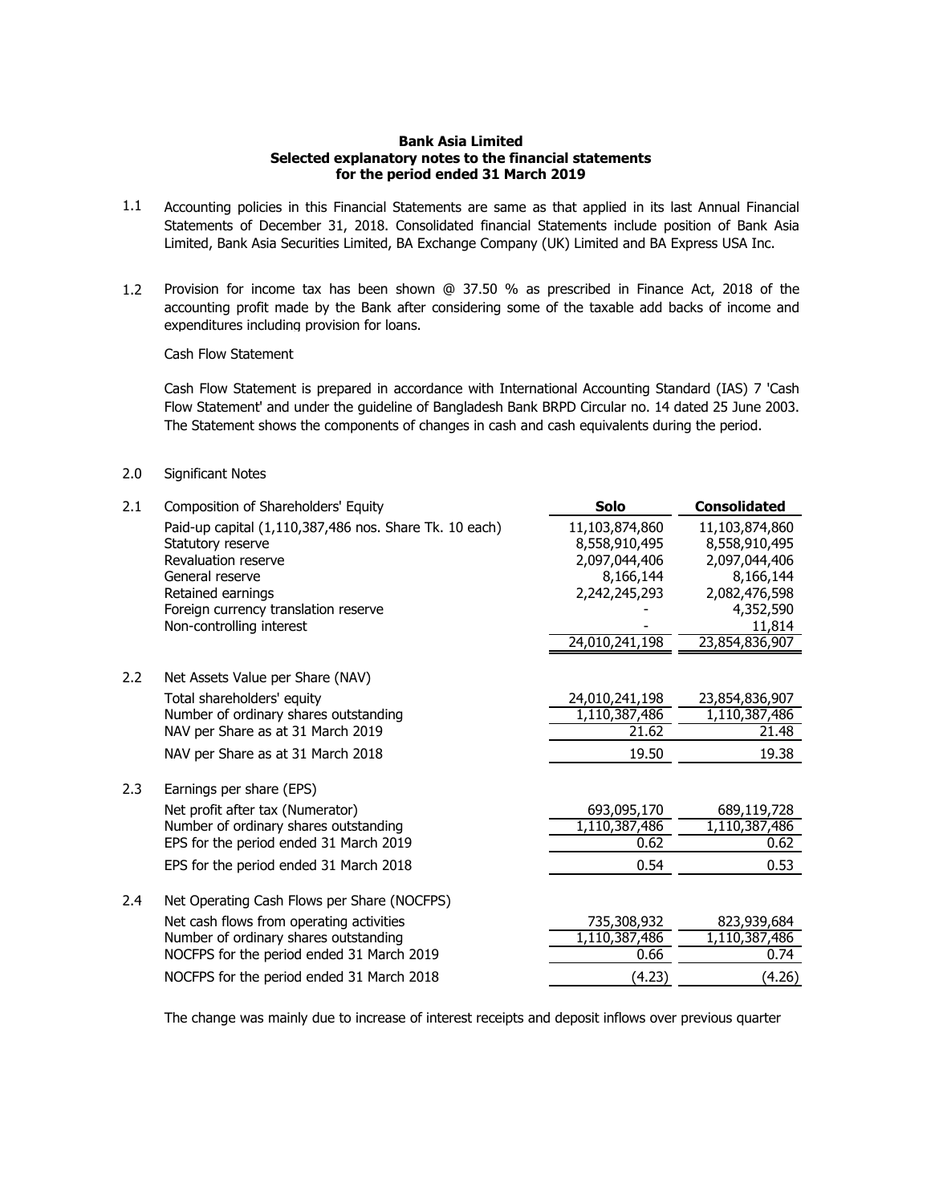**Bank Asia Limited**
**Selected explanatory notes to the financial statements**
**for the period ended 31 March 2019**

1.1 Accounting policies in this Financial Statements are same as that applied in its last Annual Financial Statements of December 31, 2018. Consolidated financial Statements include position of Bank Asia Limited, Bank Asia Securities Limited, BA Exchange Company (UK) Limited and BA Express USA Inc.

1.2 Provision for income tax has been shown @ 37.50 % as prescribed in Finance Act, 2018 of the accounting profit made by the Bank after considering some of the taxable add backs of income and expenditures including provision for loans.

Cash Flow Statement

Cash Flow Statement is prepared in accordance with International Accounting Standard (IAS) 7 'Cash Flow Statement' and under the guideline of Bangladesh Bank BRPD Circular no. 14 dated 25 June 2003. The Statement shows the components of changes in cash and cash equivalents during the period.

2.0 Significant Notes

| | | **Solo** | **Consolidated** |
|---|---|---|---|
| 2.1 | Composition of Shareholders' Equity | | |
| | Paid-up capital (1,110,387,486 nos. Share Tk. 10 each) | 11,103,874,860 | 11,103,874,860 |
| | Statutory reserve | 8,558,910,495 | 8,558,910,495 |
| | Revaluation reserve | 2,097,044,406 | 2,097,044,406 |
| | General reserve | 8,166,144 | 8,166,144 |
| | Retained earnings | 2,242,245,293 | 2,082,476,598 |
| | Foreign currency translation reserve | - | 4,352,590 |
| | Non-controlling interest | - | 11,814 |
| | | 24,010,241,198 | 23,854,836,907 |
| 2.2 | Net Assets Value per Share (NAV) | | |
| | Total shareholders' equity | 24,010,241,198 | 23,854,836,907 |
| | Number of ordinary shares outstanding | 1,110,387,486 | 1,110,387,486 |
| | NAV per Share as at 31 March 2019 | 21.62 | 21.48 |
| | NAV per Share as at 31 March 2018 | 19.50 | 19.38 |
| 2.3 | Earnings per share (EPS) | | |
| | Net profit after tax (Numerator) | 693,095,170 | 689,119,728 |
| | Number of ordinary shares outstanding | 1,110,387,486 | 1,110,387,486 |
| | EPS for the period ended 31 March 2019 | 0.62 | 0.62 |
| | EPS for the period ended 31 March 2018 | 0.54 | 0.53 |
| 2.4 | Net Operating Cash Flows per Share (NOCFPS) | | |
| | Net cash flows from operating activities | 735,308,932 | 823,939,684 |
| | Number of ordinary shares outstanding | 1,110,387,486 | 1,110,387,486 |
| | NOCFPS for the period ended 31 March 2019 | 0.66 | 0.74 |
| | NOCFPS for the period ended 31 March 2018 | (4.23) | (4.26) |

The change was mainly due to increase of interest receipts and deposit inflows over previous quarter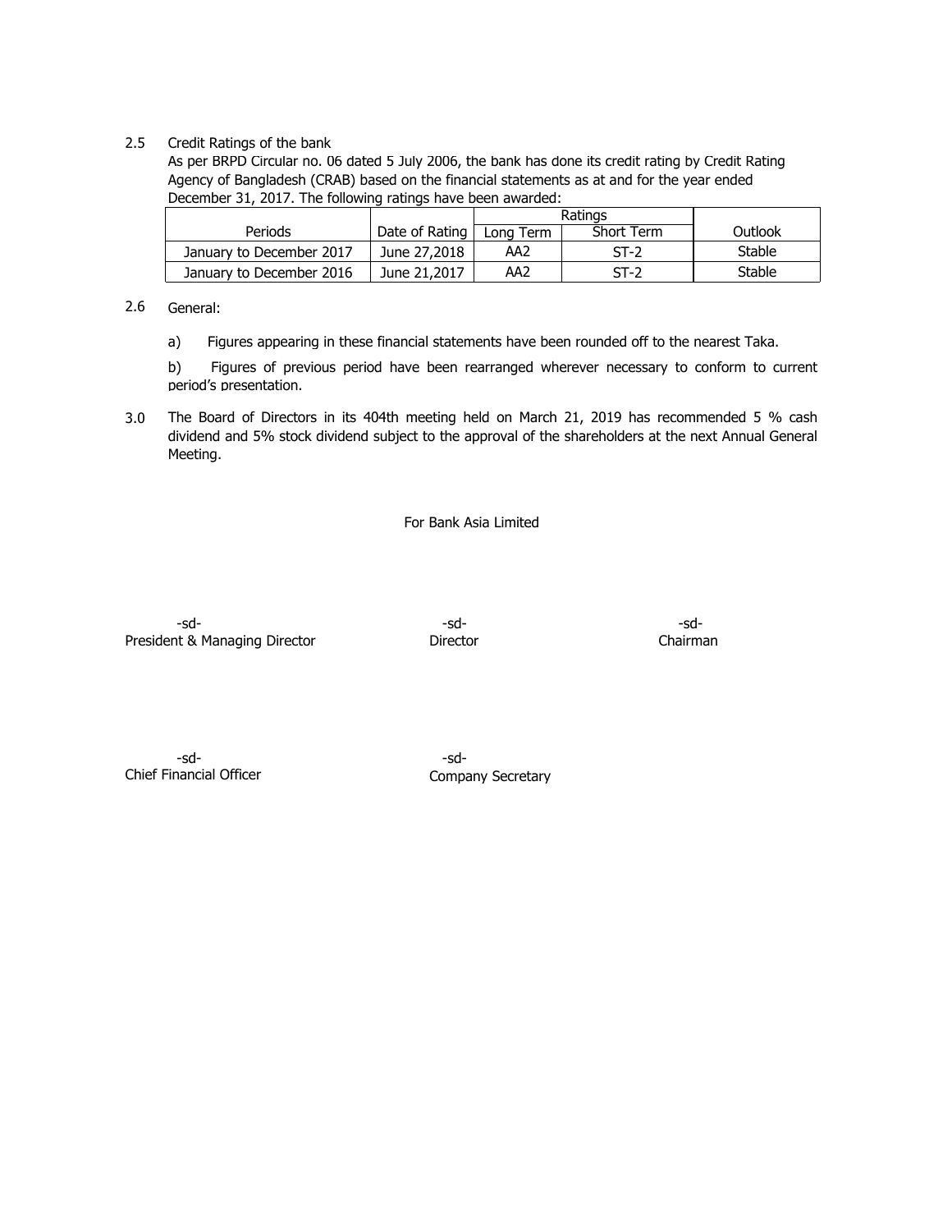2.5 Credit Ratings of the bank

As per BRPD Circular no. 06 dated 5 July 2006, the bank has done its credit rating by Credit Rating Agency of Bangladesh (CRAB) based on the financial statements as at and for the year ended December 31, 2017. The following ratings have been awarded:

| Periods | Date of Rating | Ratings | | Outlook |
|---|---|---|---|---|
| | | Long Term | Short Term | |
| January to December 2017 | June 27,2018 | AA2 | ST-2 | Stable |
| January to December 2016 | June 21,2017 | AA2 | ST-2 | Stable |

2.6 General:

a) Figures appearing in these financial statements have been rounded off to the nearest Taka.

b) Figures of previous period have been rearranged wherever necessary to conform to current period's presentation.

3.0 The Board of Directors in its 404th meeting held on March 21, 2019 has recommended 5 % cash dividend and 5% stock dividend subject to the approval of the shareholders at the next Annual General Meeting.

For Bank Asia Limited

| -sd- | -sd- | -sd- |
|---|---|---|
| President & Managing Director | Director | Chairman |

| -sd- | -sd- |
|---|---|
| Chief Financial Officer | Company Secretary |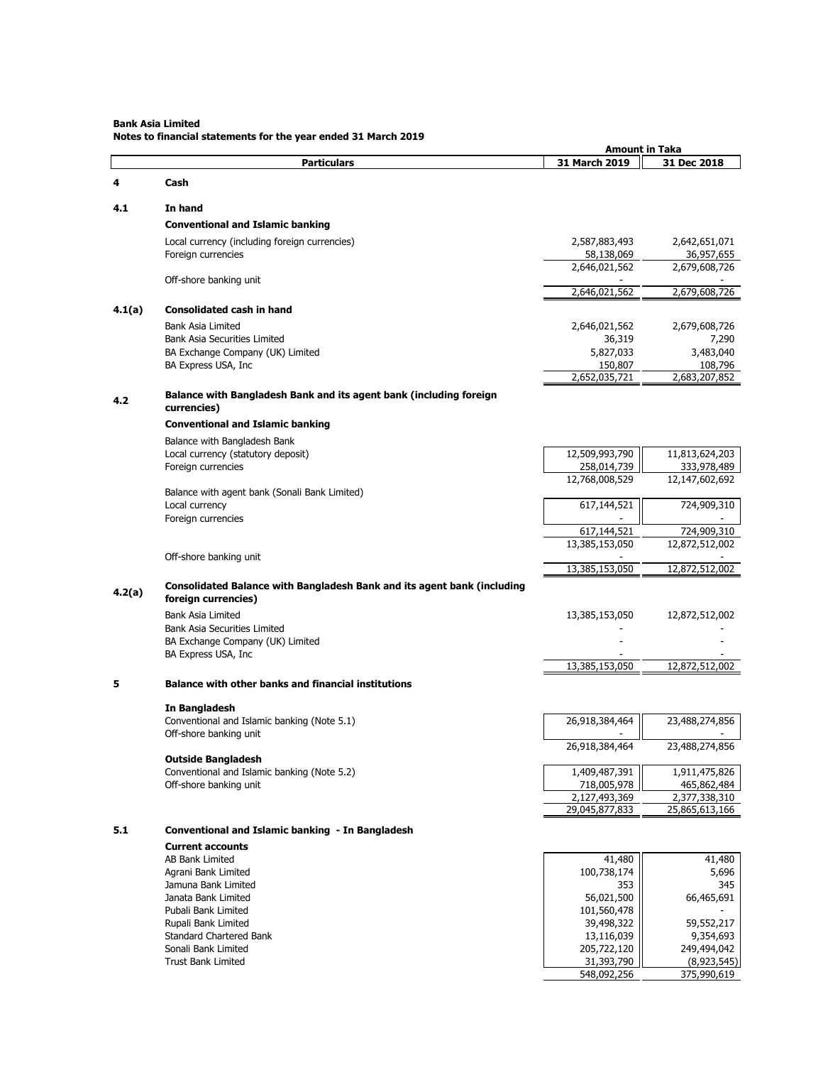**Bank Asia Limited**
**Notes to financial statements for the year ended 31 March 2019**

| | Particulars | 31 March 2019 | 31 Dec 2018 |
|---|---|---|---|
| | | **Amount in Taka** | |
| **4** | **Cash** | | |
| **4.1** | **In hand** | | |
| | **Conventional and Islamic banking** | | |
| | Local currency (including foreign currencies) | 2,587,883,493 | 2,642,651,071 |
| | Foreign currencies | 58,138,069 | 36,957,655 |
| | | 2,646,021,562 | 2,679,608,726 |
| | Off-shore banking unit | - | - |
| | | 2,646,021,562 | 2,679,608,726 |
| **4.1(a)** | **Consolidated cash in hand** | | |
| | Bank Asia Limited | 2,646,021,562 | 2,679,608,726 |
| | Bank Asia Securities Limited | 36,319 | 7,290 |
| | BA Exchange Company (UK) Limited | 5,827,033 | 3,483,040 |
| | BA Express USA, Inc | 150,807 | 108,796 |
| | | 2,652,035,721 | 2,683,207,852 |
| **4.2** | **Balance with Bangladesh Bank and its agent bank (including foreign currencies)** | | |
| | **Conventional and Islamic banking** | | |
| | Balance with Bangladesh Bank | | |
| | Local currency (statutory deposit) | 12,509,993,790 | 11,813,624,203 |
| | Foreign currencies | 258,014,739 | 333,978,489 |
| | | 12,768,008,529 | 12,147,602,692 |
| | Balance with agent bank (Sonali Bank Limited) | | |
| | Local currency | 617,144,521 | 724,909,310 |
| | Foreign currencies | - | - |
| | | 617,144,521 | 724,909,310 |
| | | 13,385,153,050 | 12,872,512,002 |
| | Off-shore banking unit | - | - |
| | | 13,385,153,050 | 12,872,512,002 |
| **4.2(a)** | **Consolidated Balance with Bangladesh Bank and its agent bank (including foreign currencies)** | | |
| | Bank Asia Limited | 13,385,153,050 | 12,872,512,002 |
| | Bank Asia Securities Limited | - | - |
| | BA Exchange Company (UK) Limited | - | - |
| | BA Express USA, Inc | - | - |
| | | 13,385,153,050 | 12,872,512,002 |
| **5** | **Balance with other banks and financial institutions** | | |
| | **In Bangladesh** | | |
| | Conventional and Islamic banking (Note 5.1) | 26,918,384,464 | 23,488,274,856 |
| | Off-shore banking unit | - | - |
| | | 26,918,384,464 | 23,488,274,856 |
| | **Outside Bangladesh** | | |
| | Conventional and Islamic banking (Note 5.2) | 1,409,487,391 | 1,911,475,826 |
| | Off-shore banking unit | 718,005,978 | 465,862,484 |
| | | 2,127,493,369 | 2,377,338,310 |
| | | 29,045,877,833 | 25,865,613,166 |
| **5.1** | **Conventional and Islamic banking - In Bangladesh** | | |
| | **Current accounts** | | |
| | AB Bank Limited | 41,480 | 41,480 |
| | Agrani Bank Limited | 100,738,174 | 5,696 |
| | Jamuna Bank Limited | 353 | 345 |
| | Janata Bank Limited | 56,021,500 | 66,465,691 |
| | Pubali Bank Limited | 101,560,478 | - |
| | Rupali Bank Limited | 39,498,322 | 59,552,217 |
| | Standard Chartered Bank | 13,116,039 | 9,354,693 |
| | Sonali Bank Limited | 205,722,120 | 249,494,042 |
| | Trust Bank Limited | 31,393,790 | (8,923,545) |
| | | 548,092,256 | 375,990,619 |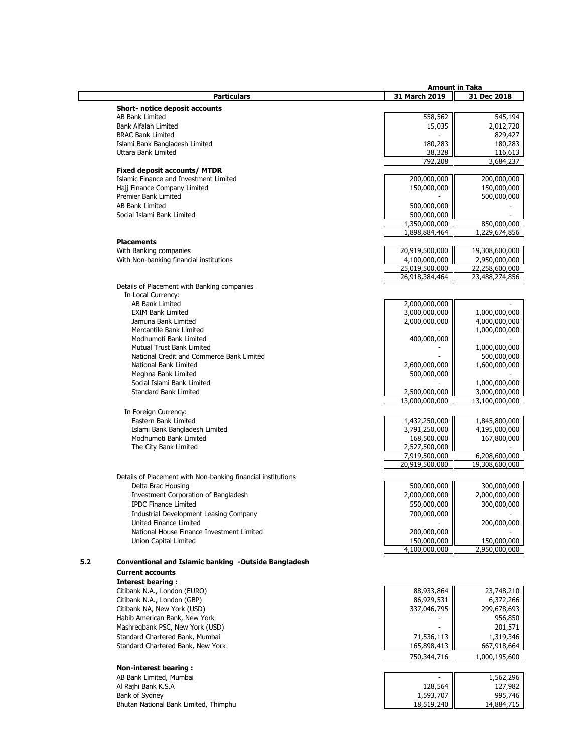| Particulars | 31 March 2019 | 31 Dec 2018 |
|---|---|---|
| | **Amount in Taka** | |
| **Short- notice deposit accounts** | | |
| AB Bank Limited | 558,562 | 545,194 |
| Bank Alfalah Limited | 15,035 | 2,012,720 |
| BRAC Bank Limited | - | 829,427 |
| Islami Bank Bangladesh Limited | 180,283 | 180,283 |
| Uttara Bank Limited | 38,328 | 116,613 |
| | 792,208 | 3,684,237 |
| **Fixed deposit accounts/ MTDR** | | |
| Islamic Finance and Investment Limited | 200,000,000 | 200,000,000 |
| Hajj Finance Company Limited | 150,000,000 | 150,000,000 |
| Premier Bank Limited | - | 500,000,000 |
| AB Bank Limited | 500,000,000 | - |
| Social Islami Bank Limited | 500,000,000 | - |
| | 1,350,000,000 | 850,000,000 |
| | 1,898,884,464 | 1,229,674,856 |
| **Placements** | | |
| With Banking companies | 20,919,500,000 | 19,308,600,000 |
| With Non-banking financial institutions | 4,100,000,000 | 2,950,000,000 |
| | 25,019,500,000 | 22,258,600,000 |
| | 26,918,384,464 | 23,488,274,856 |
| Details of Placement with Banking companies | | |
| In Local Currency: | | |
| AB Bank Limited | 2,000,000,000 | - |
| EXIM Bank Limited | 3,000,000,000 | 1,000,000,000 |
| Jamuna Bank Limited | 2,000,000,000 | 4,000,000,000 |
| Mercantile Bank Limited | - | 1,000,000,000 |
| Modhumoti Bank Limited | 400,000,000 | - |
| Mutual Trust Bank Limited | - | 1,000,000,000 |
| National Credit and Commerce Bank Limited | - | 500,000,000 |
| National Bank Limited | 2,600,000,000 | 1,600,000,000 |
| Meghna Bank Limited | 500,000,000 | - |
| Social Islami Bank Limited | - | 1,000,000,000 |
| Standard Bank Limited | 2,500,000,000 | 3,000,000,000 |
| | 13,000,000,000 | 13,100,000,000 |
| In Foreign Currency: | | |
| Eastern Bank Limited | 1,432,250,000 | 1,845,800,000 |
| Islami Bank Bangladesh Limited | 3,791,250,000 | 4,195,000,000 |
| Modhumoti Bank Limited | 168,500,000 | 167,800,000 |
| The City Bank Limited | 2,527,500,000 | - |
| | 7,919,500,000 | 6,208,600,000 |
| | 20,919,500,000 | 19,308,600,000 |
| Details of Placement with Non-banking financial institutions | | |
| Delta Brac Housing | 500,000,000 | 300,000,000 |
| Investment Corporation of Bangladesh | 2,000,000,000 | 2,000,000,000 |
| IPDC Finance Limited | 550,000,000 | 300,000,000 |
| Industrial Development Leasing Company | 700,000,000 | - |
| United Finance Limited | - | 200,000,000 |
| National House Finance Investment Limited | 200,000,000 | - |
| Union Capital Limited | 150,000,000 | 150,000,000 |
| | 4,100,000,000 | 2,950,000,000 |

## 5.2 Conventional and Islamic banking -Outside Bangladesh

| Particulars | 31 March 2019 | 31 Dec 2018 |
|---|---|---|
| **Current accounts** | | |
| **Interest bearing :** | | |
| Citibank N.A., London (EURO) | 88,933,864 | 23,748,210 |
| Citibank N.A., London (GBP) | 86,929,531 | 6,372,266 |
| Citibank NA, New York (USD) | 337,046,795 | 299,678,693 |
| Habib American Bank, New York | - | 956,850 |
| Mashreqbank PSC, New York (USD) | - | 201,571 |
| Standard Chartered Bank, Mumbai | 71,536,113 | 1,319,346 |
| Standard Chartered Bank, New York | 165,898,413 | 667,918,664 |
| | 750,344,716 | 1,000,195,600 |
| **Non-interest bearing :** | | |
| AB Bank Limited, Mumbai | - | 1,562,296 |
| Al Rajhi Bank K.S.A | 128,564 | 127,982 |
| Bank of Sydney | 1,593,707 | 995,746 |
| Bhutan National Bank Limited, Thimphu | 18,519,240 | 14,884,715 |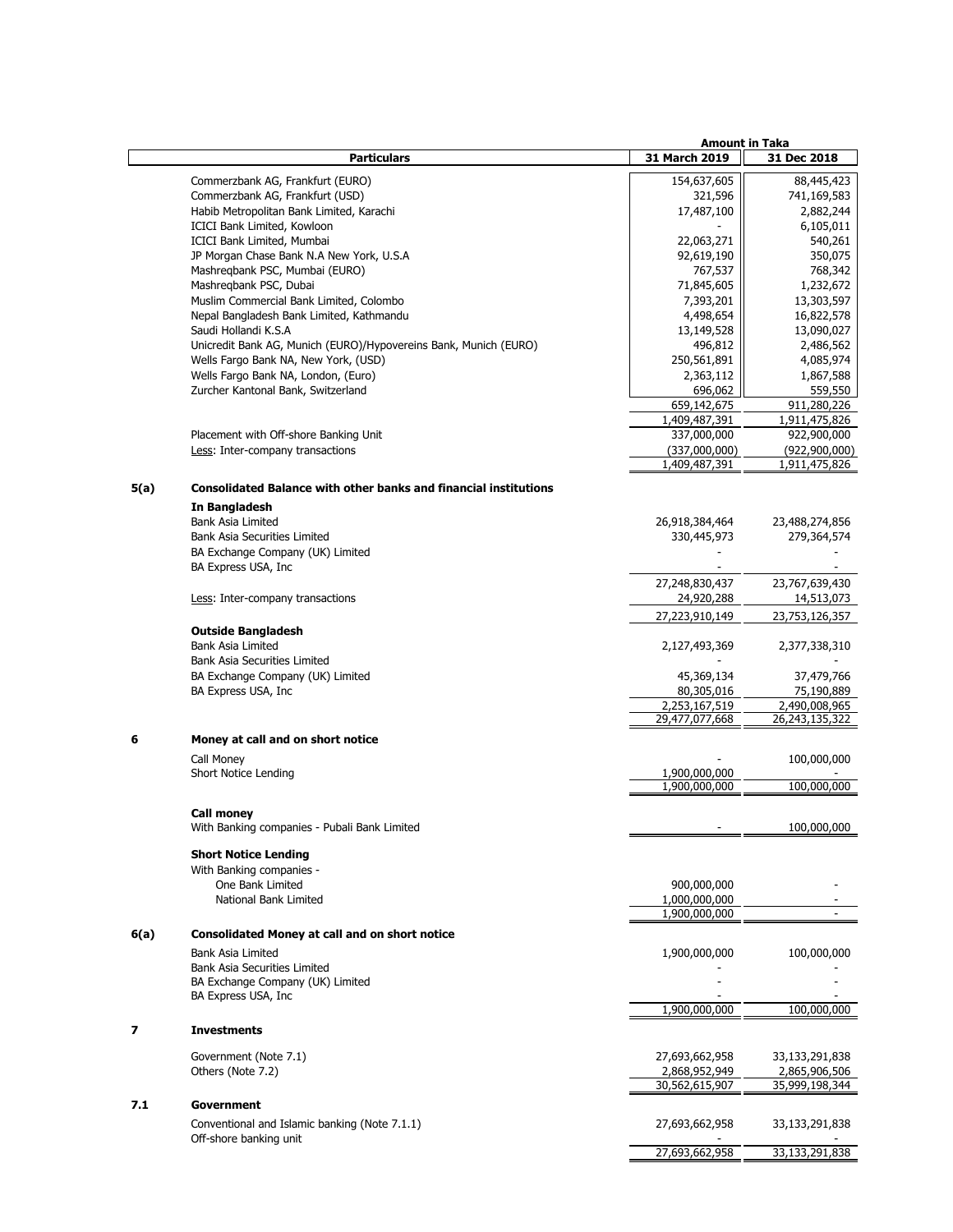| | Particulars | Amount in Taka 31 March 2019 | 31 Dec 2018 |
|---|---|---|---|
| | Commerzbank AG, Frankfurt (EURO) | 154,637,605 | 88,445,423 |
| | Commerzbank AG, Frankfurt (USD) | 321,596 | 741,169,583 |
| | Habib Metropolitan Bank Limited, Karachi | 17,487,100 | 2,882,244 |
| | ICICI Bank Limited, Kowloon | - | 6,105,011 |
| | ICICI Bank Limited, Mumbai | 22,063,271 | 540,261 |
| | JP Morgan Chase Bank N.A New York, U.S.A | 92,619,190 | 350,075 |
| | Mashreqbank PSC, Mumbai (EURO) | 767,537 | 768,342 |
| | Mashreqbank PSC, Dubai | 71,845,605 | 1,232,672 |
| | Muslim Commercial Bank Limited, Colombo | 7,393,201 | 13,303,597 |
| | Nepal Bangladesh Bank Limited, Kathmandu | 4,498,654 | 16,822,578 |
| | Saudi Hollandi K.S.A | 13,149,528 | 13,090,027 |
| | Unicredit Bank AG, Munich (EURO)/Hypovereins Bank, Munich (EURO) | 496,812 | 2,486,562 |
| | Wells Fargo Bank NA, New York, (USD) | 250,561,891 | 4,085,974 |
| | Wells Fargo Bank NA, London, (Euro) | 2,363,112 | 1,867,588 |
| | Zurcher Kantonal Bank, Switzerland | 696,062 | 559,550 |
| | | 659,142,675 | 911,280,226 |
| | | 1,409,487,391 | 1,911,475,826 |
| | Placement with Off-shore Banking Unit | 337,000,000 | 922,900,000 |
| | Less: Inter-company transactions | (337,000,000) | (922,900,000) |
| | | 1,409,487,391 | 1,911,475,826 |
| **5(a)** | **Consolidated Balance with other banks and financial institutions** | | |
| | **In Bangladesh** | | |
| | Bank Asia Limited | 26,918,384,464 | 23,488,274,856 |
| | Bank Asia Securities Limited | 330,445,973 | 279,364,574 |
| | BA Exchange Company (UK) Limited | - | - |
| | BA Express USA, Inc | - | - |
| | | 27,248,830,437 | 23,767,639,430 |
| | Less: Inter-company transactions | 24,920,288 | 14,513,073 |
| | | 27,223,910,149 | 23,753,126,357 |
| | **Outside Bangladesh** | | |
| | Bank Asia Limited | 2,127,493,369 | 2,377,338,310 |
| | Bank Asia Securities Limited | - | - |
| | BA Exchange Company (UK) Limited | 45,369,134 | 37,479,766 |
| | BA Express USA, Inc | 80,305,016 | 75,190,889 |
| | | 2,253,167,519 | 2,490,008,965 |
| | | 29,477,077,668 | 26,243,135,322 |
| **6** | **Money at call and on short notice** | | |
| | Call Money | - | 100,000,000 |
| | Short Notice Lending | 1,900,000,000 | - |
| | | 1,900,000,000 | 100,000,000 |
| | **Call money** | | |
| | With Banking companies - Pubali Bank Limited | - | 100,000,000 |
| | **Short Notice Lending** | | |
| | With Banking companies - | | |
| | One Bank Limited | 900,000,000 | - |
| | National Bank Limited | 1,000,000,000 | - |
| | | 1,900,000,000 | - |
| **6(a)** | **Consolidated Money at call and on short notice** | | |
| | Bank Asia Limited | 1,900,000,000 | 100,000,000 |
| | Bank Asia Securities Limited | - | - |
| | BA Exchange Company (UK) Limited | - | - |
| | BA Express USA, Inc | - | - |
| | | 1,900,000,000 | 100,000,000 |
| **7** | **Investments** | | |
| | Government (Note 7.1) | 27,693,662,958 | 33,133,291,838 |
| | Others (Note 7.2) | 2,868,952,949 | 2,865,906,506 |
| | | 30,562,615,907 | 35,999,198,344 |
| **7.1** | **Government** | | |
| | Conventional and Islamic banking (Note 7.1.1) | 27,693,662,958 | 33,133,291,838 |
| | Off-shore banking unit | - | - |
| | | 27,693,662,958 | 33,133,291,838 |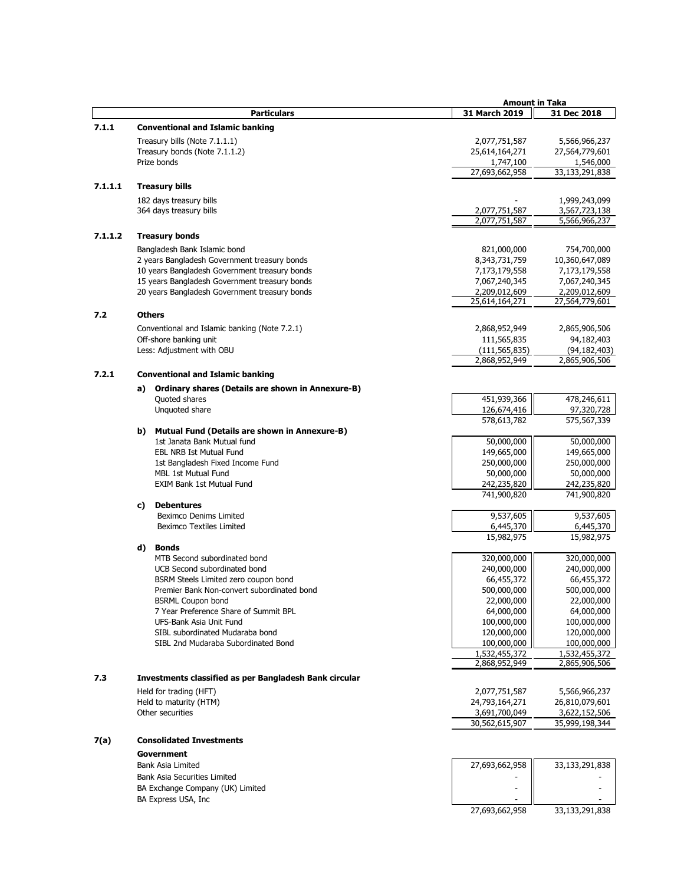| | Particulars | 31 March 2019 | 31 Dec 2018 |
|---|---|---|---|
| | | **Amount in Taka** | |
| **7.1.1** | **Conventional and Islamic banking** | | |
| | Treasury bills (Note 7.1.1.1) | 2,077,751,587 | 5,566,966,237 |
| | Treasury bonds (Note 7.1.1.2) | 25,614,164,271 | 27,564,779,601 |
| | Prize bonds | 1,747,100 | 1,546,000 |
| | | 27,693,662,958 | 33,133,291,838 |
| **7.1.1.1** | **Treasury bills** | | |
| | 182 days treasury bills | - | 1,999,243,099 |
| | 364 days treasury bills | 2,077,751,587 | 3,567,723,138 |
| | | 2,077,751,587 | 5,566,966,237 |
| **7.1.1.2** | **Treasury bonds** | | |
| | Bangladesh Bank Islamic bond | 821,000,000 | 754,700,000 |
| | 2 years Bangladesh Government treasury bonds | 8,343,731,759 | 10,360,647,089 |
| | 10 years Bangladesh Government treasury bonds | 7,173,179,558 | 7,173,179,558 |
| | 15 years Bangladesh Government treasury bonds | 7,067,240,345 | 7,067,240,345 |
| | 20 years Bangladesh Government treasury bonds | 2,209,012,609 | 2,209,012,609 |
| | | 25,614,164,271 | 27,564,779,601 |
| **7.2** | **Others** | | |
| | Conventional and Islamic banking (Note 7.2.1) | 2,868,952,949 | 2,865,906,506 |
| | Off-shore banking unit | 111,565,835 | 94,182,403 |
| | Less: Adjustment with OBU | (111,565,835) | (94,182,403) |
| | | 2,868,952,949 | 2,865,906,506 |
| **7.2.1** | **Conventional and Islamic banking** | | |
| | **a) Ordinary shares (Details are shown in Annexure-B)** | | |
| | Quoted shares | 451,939,366 | 478,246,611 |
| | Unquoted share | 126,674,416 | 97,320,728 |
| | | 578,613,782 | 575,567,339 |
| | **b) Mutual Fund (Details are shown in Annexure-B)** | | |
| | 1st Janata Bank Mutual fund | 50,000,000 | 50,000,000 |
| | EBL NRB Ist Mutual Fund | 149,665,000 | 149,665,000 |
| | 1st Bangladesh Fixed Income Fund | 250,000,000 | 250,000,000 |
| | MBL 1st Mutual Fund | 50,000,000 | 50,000,000 |
| | EXIM Bank 1st Mutual Fund | 242,235,820 | 242,235,820 |
| | | 741,900,820 | 741,900,820 |
| | **c) Debentures** | | |
| | Beximco Denims Limited | 9,537,605 | 9,537,605 |
| | Beximco Textiles Limited | 6,445,370 | 6,445,370 |
| | | 15,982,975 | 15,982,975 |
| | **d) Bonds** | | |
| | MTB Second subordinated bond | 320,000,000 | 320,000,000 |
| | UCB Second subordinated bond | 240,000,000 | 240,000,000 |
| | BSRM Steels Limited zero coupon bond | 66,455,372 | 66,455,372 |
| | Premier Bank Non-convert subordinated bond | 500,000,000 | 500,000,000 |
| | BSRML Coupon bond | 22,000,000 | 22,000,000 |
| | 7 Year Preference Share of Summit BPL | 64,000,000 | 64,000,000 |
| | UFS-Bank Asia Unit Fund | 100,000,000 | 100,000,000 |
| | SIBL subordinated Mudaraba bond | 120,000,000 | 120,000,000 |
| | SIBL 2nd Mudaraba Subordinated Bond | 100,000,000 | 100,000,000 |
| | | 1,532,455,372 | 1,532,455,372 |
| | | 2,868,952,949 | 2,865,906,506 |
| **7.3** | **Investments classified as per Bangladesh Bank circular** | | |
| | Held for trading (HFT) | 2,077,751,587 | 5,566,966,237 |
| | Held to maturity (HTM) | 24,793,164,271 | 26,810,079,601 |
| | Other securities | 3,691,700,049 | 3,622,152,506 |
| | | 30,562,615,907 | 35,999,198,344 |
| **7(a)** | **Consolidated Investments** | | |
| | **Government** | | |
| | Bank Asia Limited | 27,693,662,958 | 33,133,291,838 |
| | Bank Asia Securities Limited | - | - |
| | BA Exchange Company (UK) Limited | - | - |
| | BA Express USA, Inc | - | - |
| | | 27,693,662,958 | 33,133,291,838 |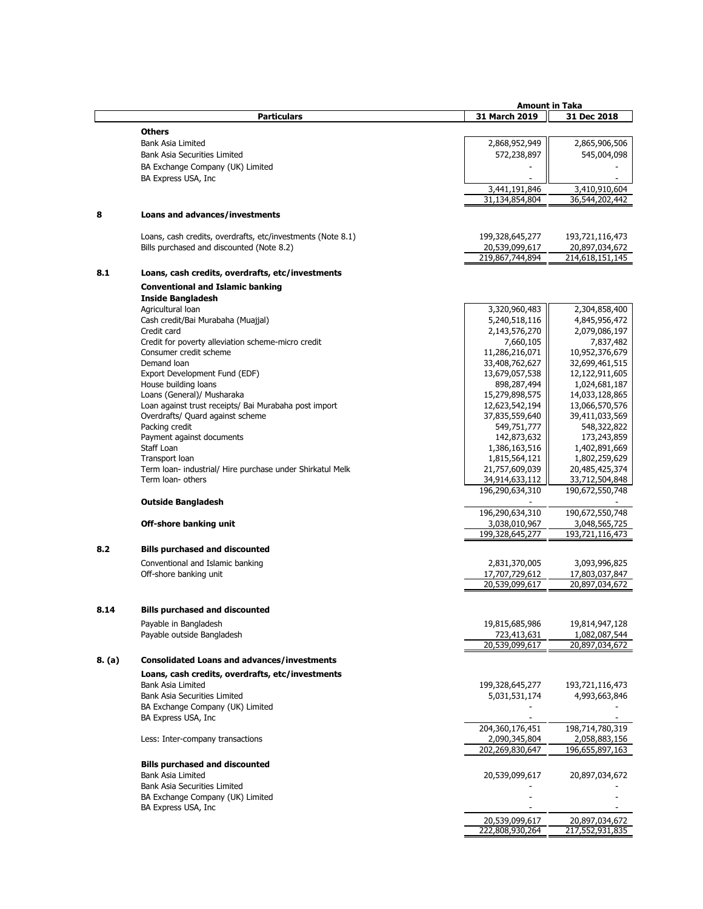| | Particulars | 31 March 2019 | 31 Dec 2018 |
|---|---|---|---|
| | | **Amount in Taka** | |
| | **Others** | | |
| | Bank Asia Limited | 2,868,952,949 | 2,865,906,506 |
| | Bank Asia Securities Limited | 572,238,897 | 545,004,098 |
| | BA Exchange Company (UK) Limited | - | - |
| | BA Express USA, Inc | - | - |
| | | 3,441,191,846 | 3,410,910,604 |
| | | 31,134,854,804 | 36,544,202,442 |
| **8** | **Loans and advances/investments** | | |
| | Loans, cash credits, overdrafts, etc/investments (Note 8.1) | 199,328,645,277 | 193,721,116,473 |
| | Bills purchased and discounted (Note 8.2) | 20,539,099,617 | 20,897,034,672 |
| | | 219,867,744,894 | 214,618,151,145 |
| **8.1** | **Loans, cash credits, overdrafts, etc/investments** | | |
| | **Conventional and Islamic banking** | | |
| | **Inside Bangladesh** | | |
| | Agricultural loan | 3,320,960,483 | 2,304,858,400 |
| | Cash credit/Bai Murabaha (Muajjal) | 5,240,518,116 | 4,845,956,472 |
| | Credit card | 2,143,576,270 | 2,079,086,197 |
| | Credit for poverty alleviation scheme-micro credit | 7,660,105 | 7,837,482 |
| | Consumer credit scheme | 11,286,216,071 | 10,952,376,679 |
| | Demand loan | 33,408,762,627 | 32,699,461,515 |
| | Export Development Fund (EDF) | 13,679,057,538 | 12,122,911,605 |
| | House building loans | 898,287,494 | 1,024,681,187 |
| | Loans (General)/ Musharaka | 15,279,898,575 | 14,033,128,865 |
| | Loan against trust receipts/ Bai Murabaha post import | 12,623,542,194 | 13,066,570,576 |
| | Overdrafts/ Quard against scheme | 37,835,559,640 | 39,411,033,569 |
| | Packing credit | 549,751,777 | 548,322,822 |
| | Payment against documents | 142,873,632 | 173,243,859 |
| | Staff Loan | 1,386,163,516 | 1,402,891,669 |
| | Transport loan | 1,815,564,121 | 1,802,259,629 |
| | Term loan- industrial/ Hire purchase under Shirkatul Melk | 21,757,609,039 | 20,485,425,374 |
| | Term loan- others | 34,914,633,112 | 33,712,504,848 |
| | | 196,290,634,310 | 190,672,550,748 |
| | **Outside Bangladesh** | - | - |
| | | 196,290,634,310 | 190,672,550,748 |
| | **Off-shore banking unit** | 3,038,010,967 | 3,048,565,725 |
| | | 199,328,645,277 | 193,721,116,473 |
| **8.2** | **Bills purchased and discounted** | | |
| | Conventional and Islamic banking | 2,831,370,005 | 3,093,996,825 |
| | Off-shore banking unit | 17,707,729,612 | 17,803,037,847 |
| | | 20,539,099,617 | 20,897,034,672 |
| **8.14** | **Bills purchased and discounted** | | |
| | Payable in Bangladesh | 19,815,685,986 | 19,814,947,128 |
| | Payable outside Bangladesh | 723,413,631 | 1,082,087,544 |
| | | 20,539,099,617 | 20,897,034,672 |
| **8. (a)** | **Consolidated Loans and advances/investments** | | |
| | **Loans, cash credits, overdrafts, etc/investments** | | |
| | Bank Asia Limited | 199,328,645,277 | 193,721,116,473 |
| | Bank Asia Securities Limited | 5,031,531,174 | 4,993,663,846 |
| | BA Exchange Company (UK) Limited | - | - |
| | BA Express USA, Inc | - | - |
| | | 204,360,176,451 | 198,714,780,319 |
| | Less: Inter-company transactions | 2,090,345,804 | 2,058,883,156 |
| | | 202,269,830,647 | 196,655,897,163 |
| | **Bills purchased and discounted** | | |
| | Bank Asia Limited | 20,539,099,617 | 20,897,034,672 |
| | Bank Asia Securities Limited | - | - |
| | BA Exchange Company (UK) Limited | - | - |
| | BA Express USA, Inc | - | - |
| | | 20,539,099,617 | 20,897,034,672 |
| | | 222,808,930,264 | 217,552,931,835 |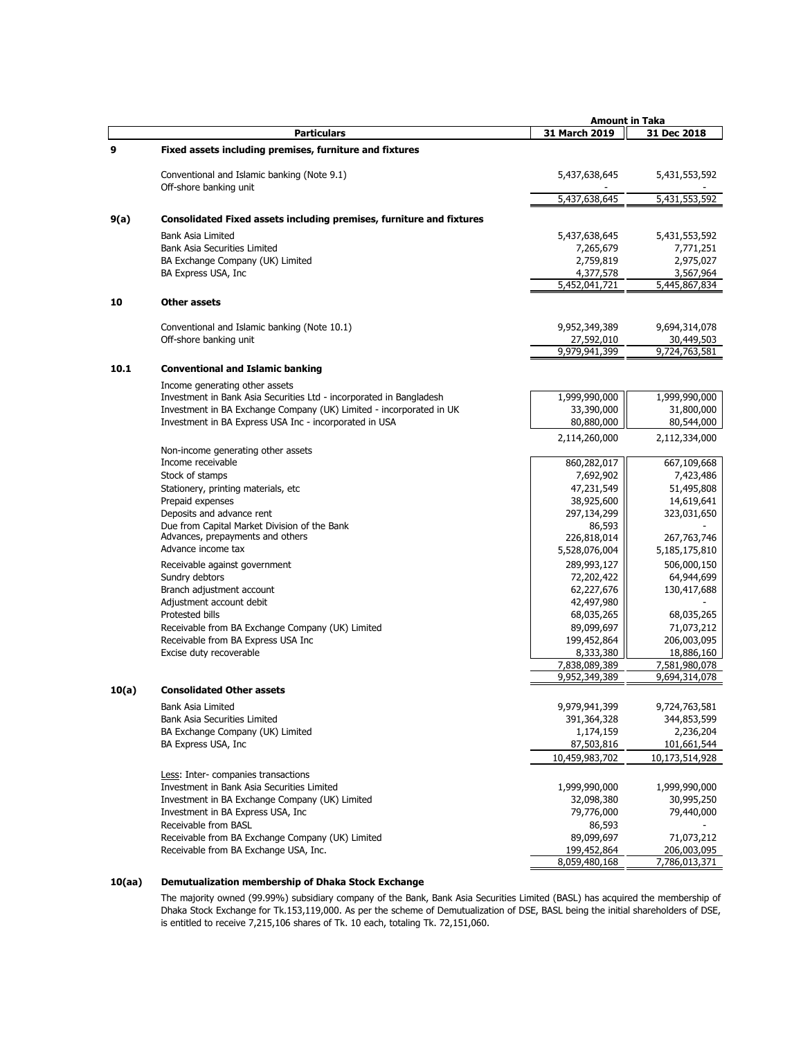| | Particulars | 31 March 2019 | 31 Dec 2018 |
|---|---|---|---|
| | | **Amount in Taka** | |
| **9** | **Fixed assets including premises, furniture and fixtures** | | |
| | Conventional and Islamic banking (Note 9.1) | 5,437,638,645 | 5,431,553,592 |
| | Off-shore banking unit | - | - |
| | | 5,437,638,645 | 5,431,553,592 |
| **9(a)** | **Consolidated Fixed assets including premises, furniture and fixtures** | | |
| | Bank Asia Limited | 5,437,638,645 | 5,431,553,592 |
| | Bank Asia Securities Limited | 7,265,679 | 7,771,251 |
| | BA Exchange Company (UK) Limited | 2,759,819 | 2,975,027 |
| | BA Express USA, Inc | 4,377,578 | 3,567,964 |
| | | 5,452,041,721 | 5,445,867,834 |
| **10** | **Other assets** | | |
| | Conventional and Islamic banking (Note 10.1) | 9,952,349,389 | 9,694,314,078 |
| | Off-shore banking unit | 27,592,010 | 30,449,503 |
| | | 9,979,941,399 | 9,724,763,581 |
| **10.1** | **Conventional and Islamic banking** | | |
| | Income generating other assets | | |
| | Investment in Bank Asia Securities Ltd - incorporated in Bangladesh | 1,999,990,000 | 1,999,990,000 |
| | Investment in BA Exchange Company (UK) Limited - incorporated in UK | 33,390,000 | 31,800,000 |
| | Investment in BA Express USA Inc - incorporated in USA | 80,880,000 | 80,544,000 |
| | | 2,114,260,000 | 2,112,334,000 |
| | Non-income generating other assets | | |
| | Income receivable | 860,282,017 | 667,109,668 |
| | Stock of stamps | 7,692,902 | 7,423,486 |
| | Stationery, printing materials, etc | 47,231,549 | 51,495,808 |
| | Prepaid expenses | 38,925,600 | 14,619,641 |
| | Deposits and advance rent | 297,134,299 | 323,031,650 |
| | Due from Capital Market Division of the Bank | 86,593 | - |
| | Advances, prepayments and others | 226,818,014 | 267,763,746 |
| | Advance income tax | 5,528,076,004 | 5,185,175,810 |
| | Receivable against government | 289,993,127 | 506,000,150 |
| | Sundry debtors | 72,202,422 | 64,944,699 |
| | Branch adjustment account | 62,227,676 | 130,417,688 |
| | Adjustment account debit | 42,497,980 | - |
| | Protested bills | 68,035,265 | 68,035,265 |
| | Receivable from BA Exchange Company (UK) Limited | 89,099,697 | 71,073,212 |
| | Receivable from BA Express USA Inc | 199,452,864 | 206,003,095 |
| | Excise duty recoverable | 8,333,380 | 18,886,160 |
| | | 7,838,089,389 | 7,581,980,078 |
| | | 9,952,349,389 | 9,694,314,078 |
| **10(a)** | **Consolidated Other assets** | | |
| | Bank Asia Limited | 9,979,941,399 | 9,724,763,581 |
| | Bank Asia Securities Limited | 391,364,328 | 344,853,599 |
| | BA Exchange Company (UK) Limited | 1,174,159 | 2,236,204 |
| | BA Express USA, Inc | 87,503,816 | 101,661,544 |
| | | 10,459,983,702 | 10,173,514,928 |
| | Less: Inter- companies transactions | | |
| | Investment in Bank Asia Securities Limited | 1,999,990,000 | 1,999,990,000 |
| | Investment in BA Exchange Company (UK) Limited | 32,098,380 | 30,995,250 |
| | Investment in BA Express USA, Inc | 79,776,000 | 79,440,000 |
| | Receivable from BASL | 86,593 | - |
| | Receivable from BA Exchange Company (UK) Limited | 89,099,697 | 71,073,212 |
| | Receivable from BA Exchange USA, Inc. | 199,452,864 | 206,003,095 |
| | | 8,059,480,168 | 7,786,013,371 |

**10(aa) Demutualization membership of Dhaka Stock Exchange**

The majority owned (99.99%) subsidiary company of the Bank, Bank Asia Securities Limited (BASL) has acquired the membership of Dhaka Stock Exchange for Tk.153,119,000. As per the scheme of Demutualization of DSE, BASL being the initial shareholders of DSE, is entitled to receive 7,215,106 shares of Tk. 10 each, totaling Tk. 72,151,060.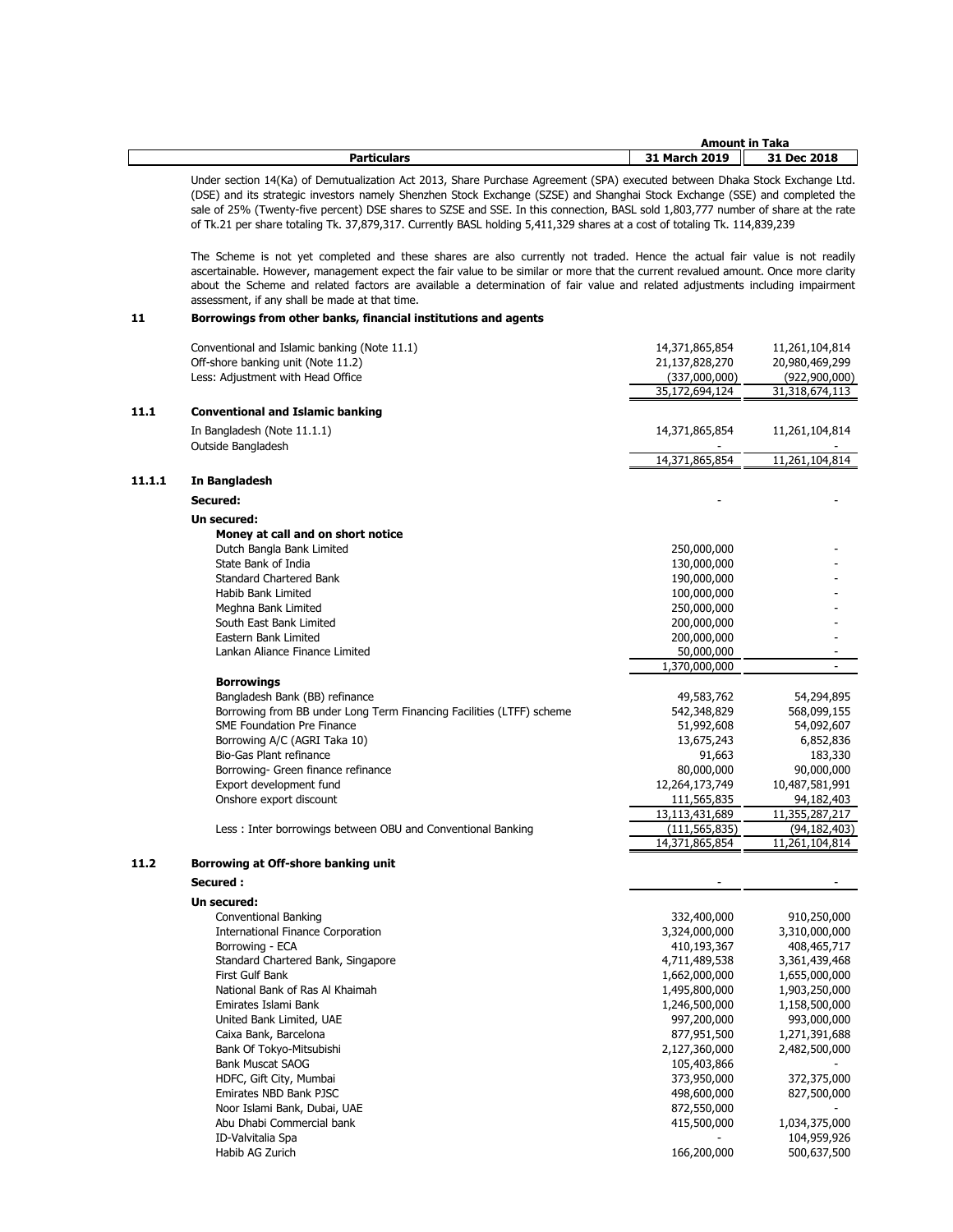| Particulars | Amount in Taka | |
|---|---|---|
| | 31 March 2019 | 31 Dec 2018 |

Under section 14(Ka) of Demutualization Act 2013, Share Purchase Agreement (SPA) executed between Dhaka Stock Exchange Ltd. (DSE) and its strategic investors namely Shenzhen Stock Exchange (SZSE) and Shanghai Stock Exchange (SSE) and completed the sale of 25% (Twenty-five percent) DSE shares to SZSE and SSE. In this connection, BASL sold 1,803,777 number of share at the rate of Tk.21 per share totaling Tk. 37,879,317. Currently BASL holding 5,411,329 shares at a cost of totaling Tk. 114,839,239

The Scheme is not yet completed and these shares are also currently not traded. Hence the actual fair value is not readily ascertainable. However, management expect the fair value to be similar or more that the current revalued amount. Once more clarity about the Scheme and related factors are available a determination of fair value and related adjustments including impairment assessment, if any shall be made at that time.

## 11 Borrowings from other banks, financial institutions and agents

| Particulars | 31 March 2019 | 31 Dec 2018 |
|---|---|---|
| Conventional and Islamic banking (Note 11.1) | 14,371,865,854 | 11,261,104,814 |
| Off-shore banking unit (Note 11.2) | 21,137,828,270 | 20,980,469,299 |
| Less: Adjustment with Head Office | (337,000,000) | (922,900,000) |
| | 35,172,694,124 | 31,318,674,113 |

### 11.1 Conventional and Islamic banking

| Particulars | 31 March 2019 | 31 Dec 2018 |
|---|---|---|
| In Bangladesh (Note 11.1.1) | 14,371,865,854 | 11,261,104,814 |
| Outside Bangladesh | - | - |
| | 14,371,865,854 | 11,261,104,814 |

### 11.1.1 In Bangladesh

| Particulars | 31 March 2019 | 31 Dec 2018 |
|---|---|---|
| **Secured:** | - | - |
| **Un secured:** | | |
| **Money at call and on short notice** | | |
| Dutch Bangla Bank Limited | 250,000,000 | - |
| State Bank of India | 130,000,000 | - |
| Standard Chartered Bank | 190,000,000 | - |
| Habib Bank Limited | 100,000,000 | - |
| Meghna Bank Limited | 250,000,000 | - |
| South East Bank Limited | 200,000,000 | - |
| Eastern Bank Limited | 200,000,000 | - |
| Lankan Aliance Finance Limited | 50,000,000 | - |
| | 1,370,000,000 | - |
| **Borrowings** | | |
| Bangladesh Bank (BB) refinance | 49,583,762 | 54,294,895 |
| Borrowing from BB under Long Term Financing Facilities (LTFF) scheme | 542,348,829 | 568,099,155 |
| SME Foundation Pre Finance | 51,992,608 | 54,092,607 |
| Borrowing A/C (AGRI Taka 10) | 13,675,243 | 6,852,836 |
| Bio-Gas Plant refinance | 91,663 | 183,330 |
| Borrowing- Green finance refinance | 80,000,000 | 90,000,000 |
| Export development fund | 12,264,173,749 | 10,487,581,991 |
| Onshore export discount | 111,565,835 | 94,182,403 |
| | 13,113,431,689 | 11,355,287,217 |
| Less : Inter borrowings between OBU and Conventional Banking | (111,565,835) | (94,182,403) |
| | 14,371,865,854 | 11,261,104,814 |

### 11.2 Borrowing at Off-shore banking unit

| Particulars | 31 March 2019 | 31 Dec 2018 |
|---|---|---|
| **Secured :** | - | - |
| **Un secured:** | | |
| Conventional Banking | 332,400,000 | 910,250,000 |
| International Finance Corporation | 3,324,000,000 | 3,310,000,000 |
| Borrowing - ECA | 410,193,367 | 408,465,717 |
| Standard Chartered Bank, Singapore | 4,711,489,538 | 3,361,439,468 |
| First Gulf Bank | 1,662,000,000 | 1,655,000,000 |
| National Bank of Ras Al Khaimah | 1,495,800,000 | 1,903,250,000 |
| Emirates Islami Bank | 1,246,500,000 | 1,158,500,000 |
| United Bank Limited, UAE | 997,200,000 | 993,000,000 |
| Caixa Bank, Barcelona | 877,951,500 | 1,271,391,688 |
| Bank Of Tokyo-Mitsubishi | 2,127,360,000 | 2,482,500,000 |
| Bank Muscat SAOG | 105,403,866 | - |
| HDFC, Gift City, Mumbai | 373,950,000 | 372,375,000 |
| Emirates NBD Bank PJSC | 498,600,000 | 827,500,000 |
| Noor Islami Bank, Dubai, UAE | 872,550,000 | - |
| Abu Dhabi Commercial bank | 415,500,000 | 1,034,375,000 |
| ID-Valvitalia Spa | - | 104,959,926 |
| Habib AG Zurich | 166,200,000 | 500,637,500 |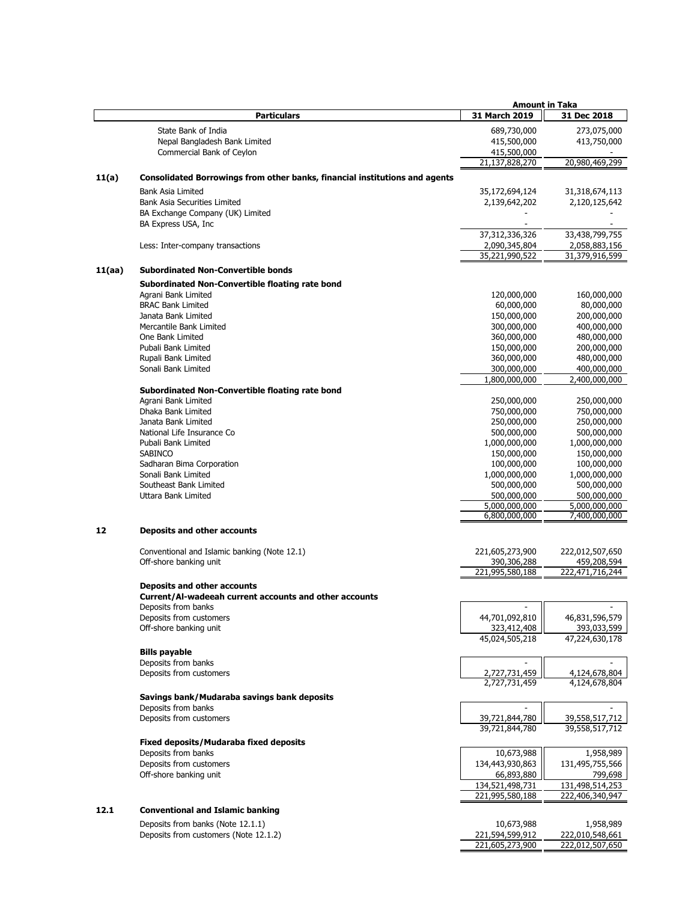| | Particulars | Amount in Taka | |
|---|---|---|---|
| | | 31 March 2019 | 31 Dec 2018 |
| | State Bank of India | 689,730,000 | 273,075,000 |
| | Nepal Bangladesh Bank Limited | 415,500,000 | 413,750,000 |
| | Commercial Bank of Ceylon | 415,500,000 | - |
| | | 21,137,828,270 | 20,980,469,299 |
| **11(a)** | **Consolidated Borrowings from other banks, financial institutions and agents** | | |
| | Bank Asia Limited | 35,172,694,124 | 31,318,674,113 |
| | Bank Asia Securities Limited | 2,139,642,202 | 2,120,125,642 |
| | BA Exchange Company (UK) Limited | - | - |
| | BA Express USA, Inc | - | - |
| | | 37,312,336,326 | 33,438,799,755 |
| | Less: Inter-company transactions | 2,090,345,804 | 2,058,883,156 |
| | | 35,221,990,522 | 31,379,916,599 |
| **11(aa)** | **Subordinated Non-Convertible bonds** | | |
| | **Subordinated Non-Convertible floating rate bond** | | |
| | Agrani Bank Limited | 120,000,000 | 160,000,000 |
| | BRAC Bank Limited | 60,000,000 | 80,000,000 |
| | Janata Bank Limited | 150,000,000 | 200,000,000 |
| | Mercantile Bank Limited | 300,000,000 | 400,000,000 |
| | One Bank Limited | 360,000,000 | 480,000,000 |
| | Pubali Bank Limited | 150,000,000 | 200,000,000 |
| | Rupali Bank Limited | 360,000,000 | 480,000,000 |
| | Sonali Bank Limited | 300,000,000 | 400,000,000 |
| | | 1,800,000,000 | 2,400,000,000 |
| | **Subordinated Non-Convertible floating rate bond** | | |
| | Agrani Bank Limited | 250,000,000 | 250,000,000 |
| | Dhaka Bank Limited | 750,000,000 | 750,000,000 |
| | Janata Bank Limited | 250,000,000 | 250,000,000 |
| | National Life Insurance Co | 500,000,000 | 500,000,000 |
| | Pubali Bank Limited | 1,000,000,000 | 1,000,000,000 |
| | SABINCO | 150,000,000 | 150,000,000 |
| | Sadharan Bima Corporation | 100,000,000 | 100,000,000 |
| | Sonali Bank Limited | 1,000,000,000 | 1,000,000,000 |
| | Southeast Bank Limited | 500,000,000 | 500,000,000 |
| | Uttara Bank Limited | 500,000,000 | 500,000,000 |
| | | 5,000,000,000 | 5,000,000,000 |
| | | 6,800,000,000 | 7,400,000,000 |
| **12** | **Deposits and other accounts** | | |
| | Conventional and Islamic banking (Note 12.1) | 221,605,273,900 | 222,012,507,650 |
| | Off-shore banking unit | 390,306,288 | 459,208,594 |
| | | 221,995,580,188 | 222,471,716,244 |
| | **Deposits and other accounts** | | |
| | **Current/Al-wadeeah current accounts and other accounts** | | |
| | Deposits from banks | - | - |
| | Deposits from customers | 44,701,092,810 | 46,831,596,579 |
| | Off-shore banking unit | 323,412,408 | 393,033,599 |
| | | 45,024,505,218 | 47,224,630,178 |
| | **Bills payable** | | |
| | Deposits from banks | - | - |
| | Deposits from customers | 2,727,731,459 | 4,124,678,804 |
| | | 2,727,731,459 | 4,124,678,804 |
| | **Savings bank/Mudaraba savings bank deposits** | | |
| | Deposits from banks | - | - |
| | Deposits from customers | 39,721,844,780 | 39,558,517,712 |
| | | 39,721,844,780 | 39,558,517,712 |
| | **Fixed deposits/Mudaraba fixed deposits** | | |
| | Deposits from banks | 10,673,988 | 1,958,989 |
| | Deposits from customers | 134,443,930,863 | 131,495,755,566 |
| | Off-shore banking unit | 66,893,880 | 799,698 |
| | | 134,521,498,731 | 131,498,514,253 |
| | | 221,995,580,188 | 222,406,340,947 |
| **12.1** | **Conventional and Islamic banking** | | |
| | Deposits from banks (Note 12.1.1) | 10,673,988 | 1,958,989 |
| | Deposits from customers (Note 12.1.2) | 221,594,599,912 | 222,010,548,661 |
| | | 221,605,273,900 | 222,012,507,650 |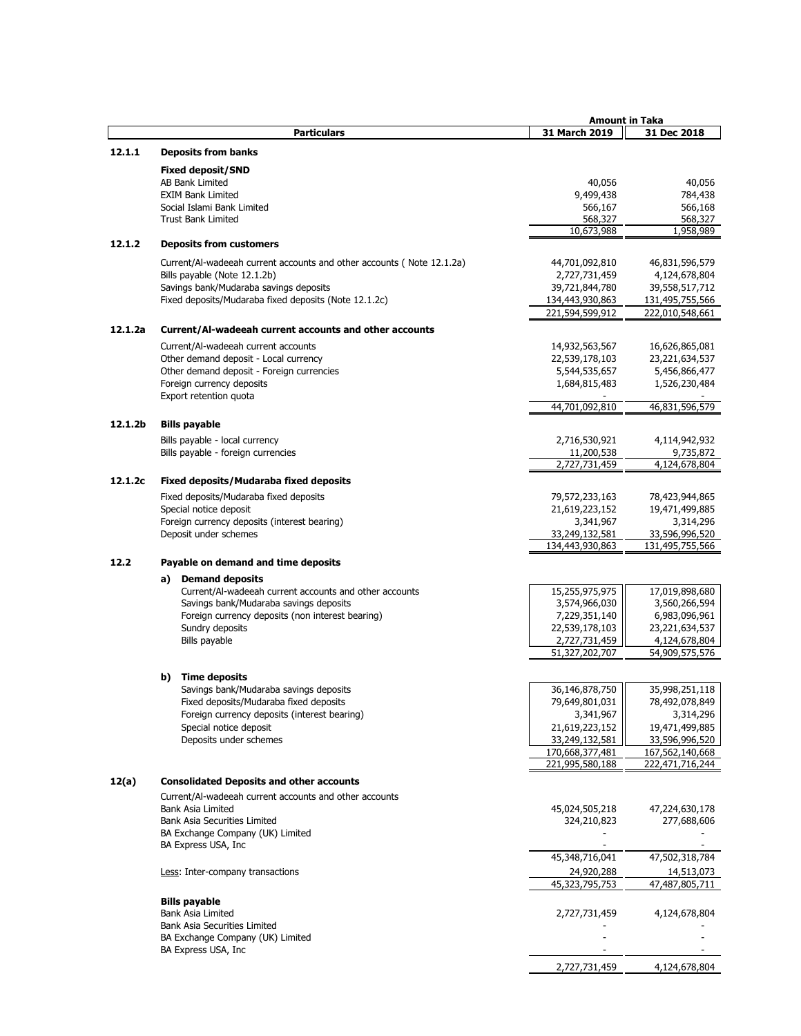| | Particulars | 31 March 2019 | 31 Dec 2018 |
|---|---|---|---|
| | | **Amount in Taka** | |
| **12.1.1** | **Deposits from banks** | | |
| | **Fixed deposit/SND** | | |
| | AB Bank Limited | 40,056 | 40,056 |
| | EXIM Bank Limited | 9,499,438 | 784,438 |
| | Social Islami Bank Limited | 566,167 | 566,168 |
| | Trust Bank Limited | 568,327 | 568,327 |
| | | 10,673,988 | 1,958,989 |
| **12.1.2** | **Deposits from customers** | | |
| | Current/Al-wadeeah current accounts and other accounts ( Note 12.1.2a) | 44,701,092,810 | 46,831,596,579 |
| | Bills payable (Note 12.1.2b) | 2,727,731,459 | 4,124,678,804 |
| | Savings bank/Mudaraba savings deposits | 39,721,844,780 | 39,558,517,712 |
| | Fixed deposits/Mudaraba fixed deposits (Note 12.1.2c) | 134,443,930,863 | 131,495,755,566 |
| | | 221,594,599,912 | 222,010,548,661 |
| **12.1.2a** | **Current/Al-wadeeah current accounts and other accounts** | | |
| | Current/Al-wadeeah current accounts | 14,932,563,567 | 16,626,865,081 |
| | Other demand deposit - Local currency | 22,539,178,103 | 23,221,634,537 |
| | Other demand deposit - Foreign currencies | 5,544,535,657 | 5,456,866,477 |
| | Foreign currency deposits | 1,684,815,483 | 1,526,230,484 |
| | Export retention quota | - | - |
| | | 44,701,092,810 | 46,831,596,579 |
| **12.1.2b** | **Bills payable** | | |
| | Bills payable - local currency | 2,716,530,921 | 4,114,942,932 |
| | Bills payable - foreign currencies | 11,200,538 | 9,735,872 |
| | | 2,727,731,459 | 4,124,678,804 |
| **12.1.2c** | **Fixed deposits/Mudaraba fixed deposits** | | |
| | Fixed deposits/Mudaraba fixed deposits | 79,572,233,163 | 78,423,944,865 |
| | Special notice deposit | 21,619,223,152 | 19,471,499,885 |
| | Foreign currency deposits (interest bearing) | 3,341,967 | 3,314,296 |
| | Deposit under schemes | 33,249,132,581 | 33,596,996,520 |
| | | 134,443,930,863 | 131,495,755,566 |
| **12.2** | **Payable on demand and time deposits** | | |
| | **a) Demand deposits** | | |
| | Current/Al-wadeeah current accounts and other accounts | 15,255,975,975 | 17,019,898,680 |
| | Savings bank/Mudaraba savings deposits | 3,574,966,030 | 3,560,266,594 |
| | Foreign currency deposits (non interest bearing) | 7,229,351,140 | 6,983,096,961 |
| | Sundry deposits | 22,539,178,103 | 23,221,634,537 |
| | Bills payable | 2,727,731,459 | 4,124,678,804 |
| | | 51,327,202,707 | 54,909,575,576 |
| | **b) Time deposits** | | |
| | Savings bank/Mudaraba savings deposits | 36,146,878,750 | 35,998,251,118 |
| | Fixed deposits/Mudaraba fixed deposits | 79,649,801,031 | 78,492,078,849 |
| | Foreign currency deposits (interest bearing) | 3,341,967 | 3,314,296 |
| | Special notice deposit | 21,619,223,152 | 19,471,499,885 |
| | Deposits under schemes | 33,249,132,581 | 33,596,996,520 |
| | | 170,668,377,481 | 167,562,140,668 |
| | | 221,995,580,188 | 222,471,716,244 |
| **12(a)** | **Consolidated Deposits and other accounts** | | |
| | Current/Al-wadeeah current accounts and other accounts | | |
| | Bank Asia Limited | 45,024,505,218 | 47,224,630,178 |
| | Bank Asia Securities Limited | 324,210,823 | 277,688,606 |
| | BA Exchange Company (UK) Limited | - | - |
| | BA Express USA, Inc | - | - |
| | | 45,348,716,041 | 47,502,318,784 |
| | Less: Inter-company transactions | 24,920,288 | 14,513,073 |
| | | 45,323,795,753 | 47,487,805,711 |
| | **Bills payable** | | |
| | Bank Asia Limited | 2,727,731,459 | 4,124,678,804 |
| | Bank Asia Securities Limited | - | - |
| | BA Exchange Company (UK) Limited | - | - |
| | BA Express USA, Inc | - | - |
| | | 2,727,731,459 | 4,124,678,804 |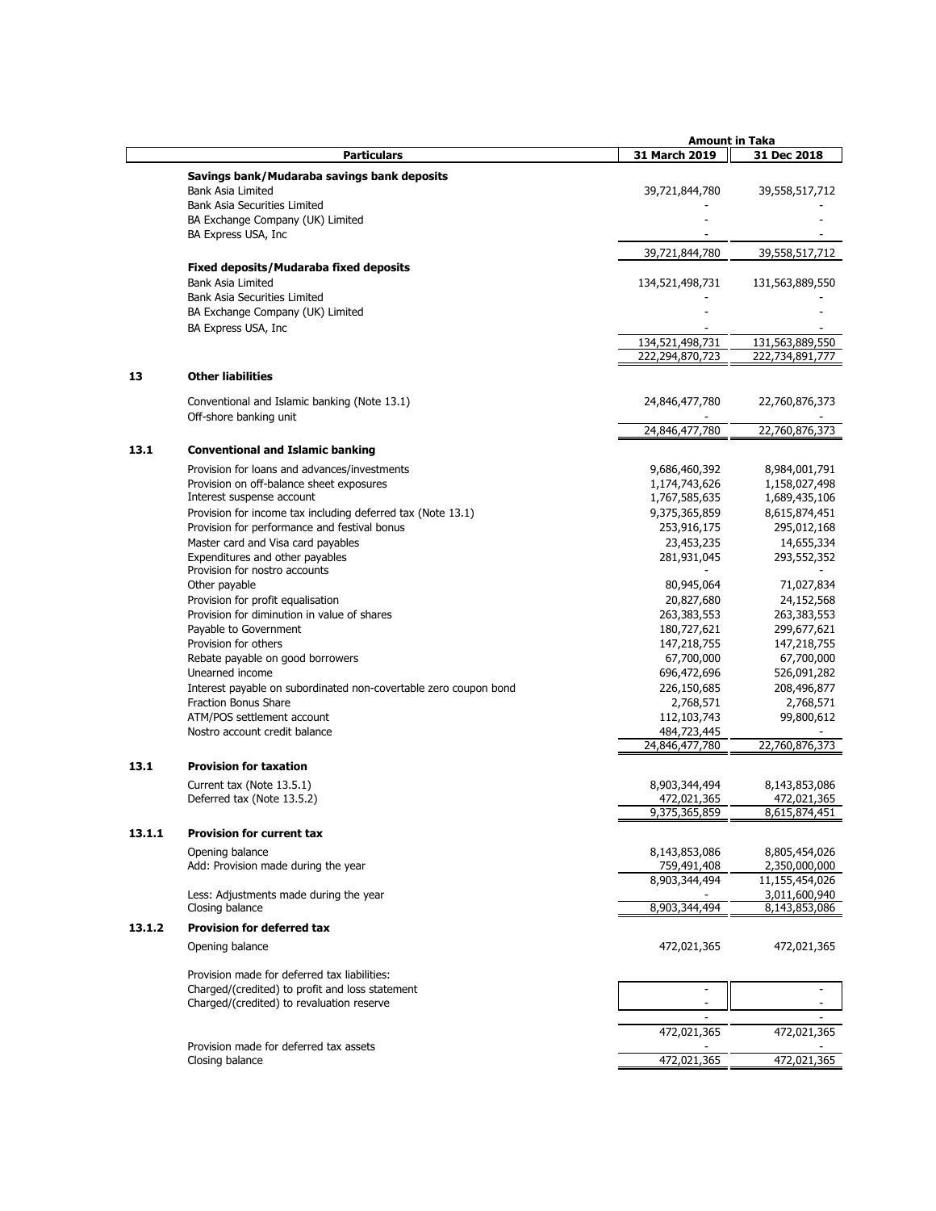| | Particulars | Amount in Taka | |
|---|---|---|---|
| | | 31 March 2019 | 31 Dec 2018 |
| | **Savings bank/Mudaraba savings bank deposits** | | |
| | Bank Asia Limited | 39,721,844,780 | 39,558,517,712 |
| | Bank Asia Securities Limited | - | - |
| | BA Exchange Company (UK) Limited | - | - |
| | BA Express USA, Inc | - | - |
| | | 39,721,844,780 | 39,558,517,712 |
| | **Fixed deposits/Mudaraba fixed deposits** | | |
| | Bank Asia Limited | 134,521,498,731 | 131,563,889,550 |
| | Bank Asia Securities Limited | - | - |
| | BA Exchange Company (UK) Limited | - | - |
| | BA Express USA, Inc | - | - |
| | | 134,521,498,731 | 131,563,889,550 |
| | | 222,294,870,723 | 222,734,891,777 |
| **13** | **Other liabilities** | | |
| | Conventional and Islamic banking (Note 13.1) | 24,846,477,780 | 22,760,876,373 |
| | Off-shore banking unit | - | - |
| | | 24,846,477,780 | 22,760,876,373 |
| **13.1** | **Conventional and Islamic banking** | | |
| | Provision for loans and advances/investments | 9,686,460,392 | 8,984,001,791 |
| | Provision on off-balance sheet exposures | 1,174,743,626 | 1,158,027,498 |
| | Interest suspense account | 1,767,585,635 | 1,689,435,106 |
| | Provision for income tax including deferred tax (Note 13.1) | 9,375,365,859 | 8,615,874,451 |
| | Provision for performance and festival bonus | 253,916,175 | 295,012,168 |
| | Master card and Visa card payables | 23,453,235 | 14,655,334 |
| | Expenditures and other payables | 281,931,045 | 293,552,352 |
| | Provision for nostro accounts | - | - |
| | Other payable | 80,945,064 | 71,027,834 |
| | Provision for profit equalisation | 20,827,680 | 24,152,568 |
| | Provision for diminution in value of shares | 263,383,553 | 263,383,553 |
| | Payable to Government | 180,727,621 | 299,677,621 |
| | Provision for others | 147,218,755 | 147,218,755 |
| | Rebate payable on good borrowers | 67,700,000 | 67,700,000 |
| | Unearned income | 696,472,696 | 526,091,282 |
| | Interest payable on subordinated non-covertable zero coupon bond | 226,150,685 | 208,496,877 |
| | Fraction Bonus Share | 2,768,571 | 2,768,571 |
| | ATM/POS settlement account | 112,103,743 | 99,800,612 |
| | Nostro account credit balance | 484,723,445 | - |
| | | 24,846,477,780 | 22,760,876,373 |
| **13.1** | **Provision for taxation** | | |
| | Current tax (Note 13.5.1) | 8,903,344,494 | 8,143,853,086 |
| | Deferred tax (Note 13.5.2) | 472,021,365 | 472,021,365 |
| | | 9,375,365,859 | 8,615,874,451 |
| **13.1.1** | **Provision for current tax** | | |
| | Opening balance | 8,143,853,086 | 8,805,454,026 |
| | Add: Provision made during the year | 759,491,408 | 2,350,000,000 |
| | | 8,903,344,494 | 11,155,454,026 |
| | Less: Adjustments made during the year | - | 3,011,600,940 |
| | Closing balance | 8,903,344,494 | 8,143,853,086 |
| **13.1.2** | **Provision for deferred tax** | | |
| | Opening balance | 472,021,365 | 472,021,365 |
| | Provision made for deferred tax liabilities: | | |
| | Charged/(credited) to profit and loss statement | - | - |
| | Charged/(credited) to revaluation reserve | - | - |
| | | - | - |
| | | 472,021,365 | 472,021,365 |
| | Provision made for deferred tax assets | - | - |
| | Closing balance | 472,021,365 | 472,021,365 |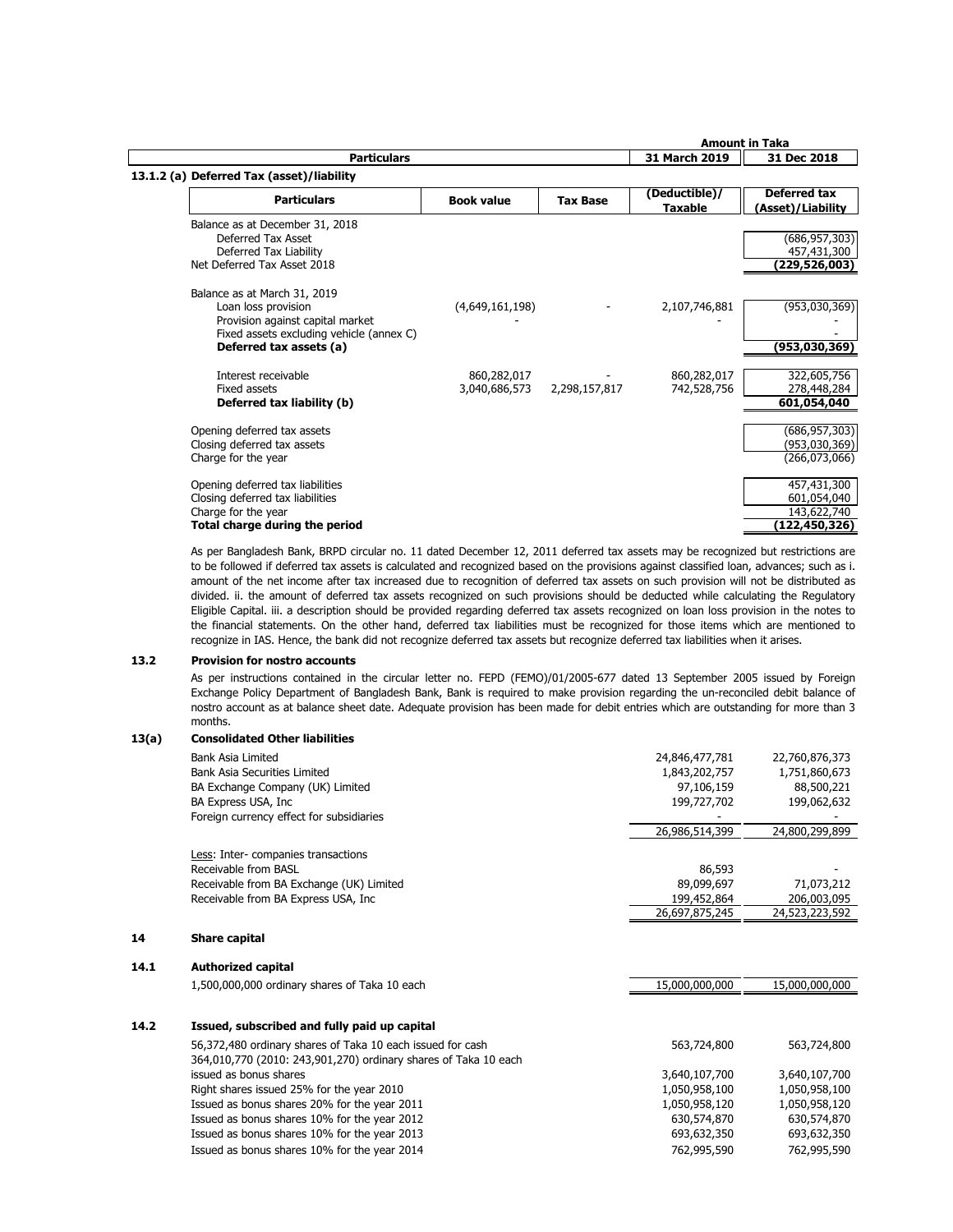| | Amount in Taka | |
|---|---|---|
| **Particulars** | **31 March 2019** | **31 Dec 2018** |

**13.1.2 (a) Deferred Tax (asset)/liability**

| Particulars | Book value | Tax Base | (Deductible)/ Taxable | Deferred tax (Asset)/Liability |
|---|---|---|---|---|
| Balance as at December 31, 2018 | | | | |
| Deferred Tax Asset | | | | (686,957,303) |
| Deferred Tax Liability | | | | 457,431,300 |
| Net Deferred Tax Asset 2018 | | | | **(229,526,003)** |
| Balance as at March 31, 2019 | | | | |
| Loan loss provision | (4,649,161,198) | - | 2,107,746,881 | (953,030,369) |
| Provision against capital market | - | | - | - |
| Fixed assets excluding vehicle (annex C) | | | | - |
| **Deferred tax assets (a)** | | | | **(953,030,369)** |
| Interest receivable | 860,282,017 | - | 860,282,017 | 322,605,756 |
| Fixed assets | 3,040,686,573 | 2,298,157,817 | 742,528,756 | 278,448,284 |
| **Deferred tax liability (b)** | | | | **601,054,040** |
| Opening deferred tax assets | | | | (686,957,303) |
| Closing deferred tax assets | | | | (953,030,369) |
| Charge for the year | | | | (266,073,066) |
| Opening deferred tax liabilities | | | | 457,431,300 |
| Closing deferred tax liabilities | | | | 601,054,040 |
| Charge for the year | | | | 143,622,740 |
| **Total charge during the period** | | | | **(122,450,326)** |

As per Bangladesh Bank, BRPD circular no. 11 dated December 12, 2011 deferred tax assets may be recognized but restrictions are to be followed if deferred tax assets is calculated and recognized based on the provisions against classified loan, advances; such as i. amount of the net income after tax increased due to recognition of deferred tax assets on such provision will not be distributed as divided. ii. the amount of deferred tax assets recognized on such provisions should be deducted while calculating the Regulatory Eligible Capital. iii. a description should be provided regarding deferred tax assets recognized on loan loss provision in the notes to the financial statements. On the other hand, deferred tax liabilities must be recognized for those items which are mentioned to recognize in IAS. Hence, the bank did not recognize deferred tax assets but recognize deferred tax liabilities when it arises.

**13.2 Provision for nostro accounts**

As per instructions contained in the circular letter no. FEPD (FEMO)/01/2005-677 dated 13 September 2005 issued by Foreign Exchange Policy Department of Bangladesh Bank, Bank is required to make provision regarding the un-reconciled debit balance of nostro account as at balance sheet date. Adequate provision has been made for debit entries which are outstanding for more than 3 months.

**13(a) Consolidated Other liabilities**

| | 31 March 2019 | 31 Dec 2018 |
|---|---|---|
| Bank Asia Limited | 24,846,477,781 | 22,760,876,373 |
| Bank Asia Securities Limited | 1,843,202,757 | 1,751,860,673 |
| BA Exchange Company (UK) Limited | 97,106,159 | 88,500,221 |
| BA Express USA, Inc | 199,727,702 | 199,062,632 |
| Foreign currency effect for subsidiaries | - | - |
| | 26,986,514,399 | 24,800,299,899 |
| Less: Inter- companies transactions | | |
| Receivable from BASL | 86,593 | - |
| Receivable from BA Exchange (UK) Limited | 89,099,697 | 71,073,212 |
| Receivable from BA Express USA, Inc | 199,452,864 | 206,003,095 |
| | 26,697,875,245 | 24,523,223,592 |

**14 Share capital**

**14.1 Authorized capital**

| | 31 March 2019 | 31 Dec 2018 |
|---|---|---|
| 1,500,000,000 ordinary shares of Taka 10 each | 15,000,000,000 | 15,000,000,000 |

**14.2 Issued, subscribed and fully paid up capital**

| | 31 March 2019 | 31 Dec 2018 |
|---|---|---|
| 56,372,480 ordinary shares of Taka 10 each issued for cash | 563,724,800 | 563,724,800 |
| 364,010,770 (2010: 243,901,270) ordinary shares of Taka 10 each issued as bonus shares | 3,640,107,700 | 3,640,107,700 |
| Right shares issued 25% for the year 2010 | 1,050,958,100 | 1,050,958,100 |
| Issued as bonus shares 20% for the year 2011 | 1,050,958,120 | 1,050,958,120 |
| Issued as bonus shares 10% for the year 2012 | 630,574,870 | 630,574,870 |
| Issued as bonus shares 10% for the year 2013 | 693,632,350 | 693,632,350 |
| Issued as bonus shares 10% for the year 2014 | 762,995,590 | 762,995,590 |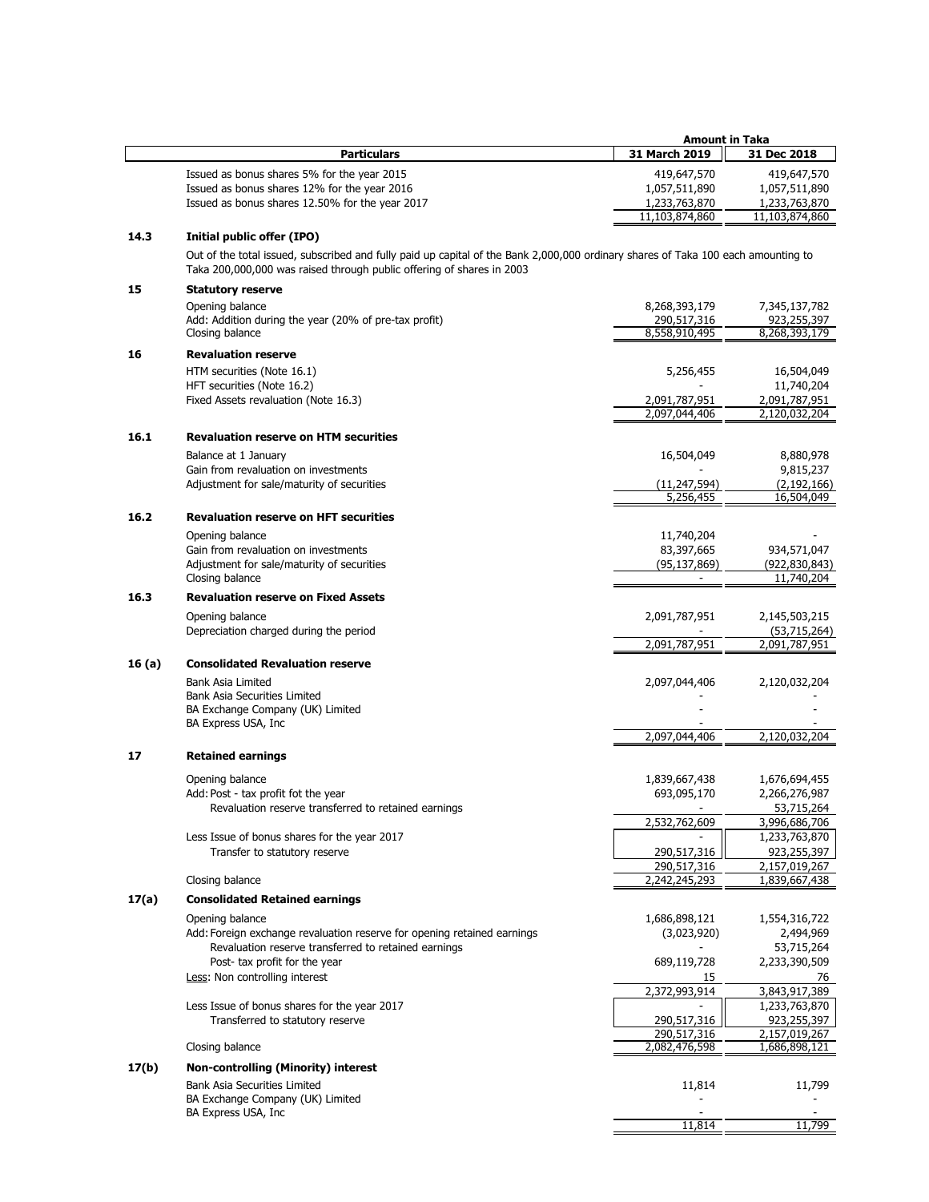| | Particulars | Amount in Taka 31 March 2019 | 31 Dec 2018 |
|---|---|---|---|
| | Issued as bonus shares 5% for the year 2015 | 419,647,570 | 419,647,570 |
| | Issued as bonus shares 12% for the year 2016 | 1,057,511,890 | 1,057,511,890 |
| | Issued as bonus shares 12.50% for the year 2017 | 1,233,763,870 | 1,233,763,870 |
| | | 11,103,874,860 | 11,103,874,860 |

**14.3 Initial public offer (IPO)**

Out of the total issued, subscribed and fully paid up capital of the Bank 2,000,000 ordinary shares of Taka 100 each amounting to Taka 200,000,000 was raised through public offering of shares in 2003

| | Particulars | 31 March 2019 | 31 Dec 2018 |
|---|---|---|---|
| **15** | **Statutory reserve** | | |
| | Opening balance | 8,268,393,179 | 7,345,137,782 |
| | Add: Addition during the year (20% of pre-tax profit) | 290,517,316 | 923,255,397 |
| | Closing balance | 8,558,910,495 | 8,268,393,179 |
| **16** | **Revaluation reserve** | | |
| | HTM securities (Note 16.1) | 5,256,455 | 16,504,049 |
| | HFT securities (Note 16.2) | - | 11,740,204 |
| | Fixed Assets revaluation (Note 16.3) | 2,091,787,951 | 2,091,787,951 |
| | | 2,097,044,406 | 2,120,032,204 |
| **16.1** | **Revaluation reserve on HTM securities** | | |
| | Balance at 1 January | 16,504,049 | 8,880,978 |
| | Gain from revaluation on investments | - | 9,815,237 |
| | Adjustment for sale/maturity of securities | (11,247,594) | (2,192,166) |
| | | 5,256,455 | 16,504,049 |
| **16.2** | **Revaluation reserve on HFT securities** | | |
| | Opening balance | 11,740,204 | - |
| | Gain from revaluation on investments | 83,397,665 | 934,571,047 |
| | Adjustment for sale/maturity of securities | (95,137,869) | (922,830,843) |
| | Closing balance | - | 11,740,204 |
| **16.3** | **Revaluation reserve on Fixed Assets** | | |
| | Opening balance | 2,091,787,951 | 2,145,503,215 |
| | Depreciation charged during the period | - | (53,715,264) |
| | | 2,091,787,951 | 2,091,787,951 |
| **16 (a)** | **Consolidated Revaluation reserve** | | |
| | Bank Asia Limited | 2,097,044,406 | 2,120,032,204 |
| | Bank Asia Securities Limited | - | - |
| | BA Exchange Company (UK) Limited | - | - |
| | BA Express USA, Inc | - | - |
| | | 2,097,044,406 | 2,120,032,204 |
| **17** | **Retained earnings** | | |
| | Opening balance | 1,839,667,438 | 1,676,694,455 |
| | Add: Post - tax profit fot the year | 693,095,170 | 2,266,276,987 |
| | Revaluation reserve transferred to retained earnings | - | 53,715,264 |
| | | 2,532,762,609 | 3,996,686,706 |
| | Less Issue of bonus shares for the year 2017 | - | 1,233,763,870 |
| | Transfer to statutory reserve | 290,517,316 | 923,255,397 |
| | | 290,517,316 | 2,157,019,267 |
| | Closing balance | 2,242,245,293 | 1,839,667,438 |
| **17(a)** | **Consolidated Retained earnings** | | |
| | Opening balance | 1,686,898,121 | 1,554,316,722 |
| | Add: Foreign exchange revaluation reserve for opening retained earnings | (3,023,920) | 2,494,969 |
| | Revaluation reserve transferred to retained earnings | - | 53,715,264 |
| | Post- tax profit for the year | 689,119,728 | 2,233,390,509 |
| | Less: Non controlling interest | 15 | 76 |
| | | 2,372,993,914 | 3,843,917,389 |
| | Less Issue of bonus shares for the year 2017 | - | 1,233,763,870 |
| | Transferred to statutory reserve | 290,517,316 | 923,255,397 |
| | | 290,517,316 | 2,157,019,267 |
| | Closing balance | 2,082,476,598 | 1,686,898,121 |
| **17(b)** | **Non-controlling (Minority) interest** | | |
| | Bank Asia Securities Limited | 11,814 | 11,799 |
| | BA Exchange Company (UK) Limited | - | - |
| | BA Express USA, Inc | - | - |
| | | 11,814 | 11,799 |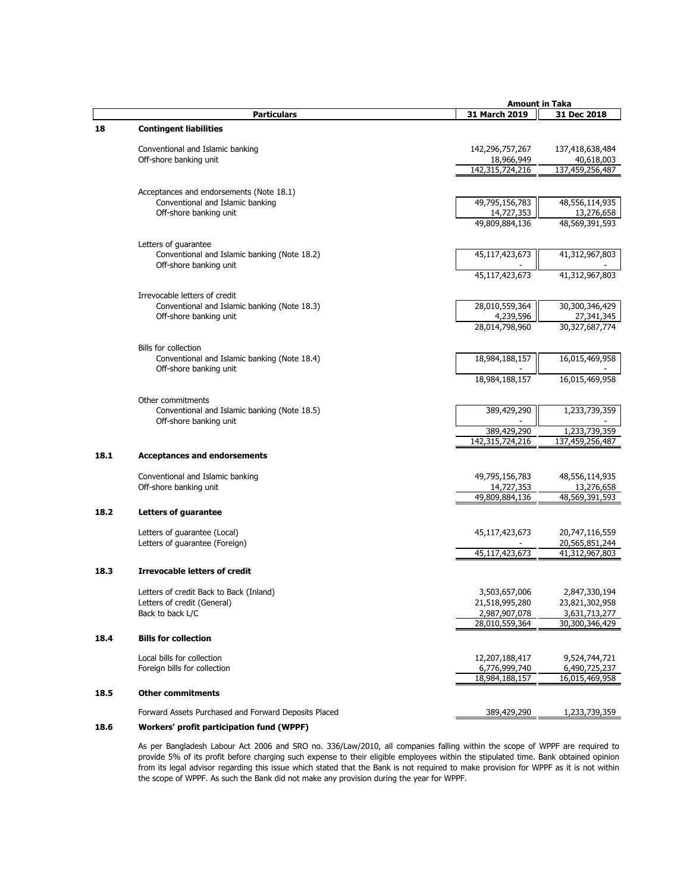| | Particulars | 31 March 2019 | 31 Dec 2018 |
|---|---|---|---|
| | | Amount in Taka | |
| **18** | **Contingent liabilities** | | |
| | Conventional and Islamic banking | 142,296,757,267 | 137,418,638,484 |
| | Off-shore banking unit | 18,966,949 | 40,618,003 |
| | | 142,315,724,216 | 137,459,256,487 |
| | Acceptances and endorsements (Note 18.1) | | |
| | Conventional and Islamic banking | 49,795,156,783 | 48,556,114,935 |
| | Off-shore banking unit | 14,727,353 | 13,276,658 |
| | | 49,809,884,136 | 48,569,391,593 |
| | Letters of guarantee | | |
| | Conventional and Islamic banking (Note 18.2) | 45,117,423,673 | 41,312,967,803 |
| | Off-shore banking unit | - | - |
| | | 45,117,423,673 | 41,312,967,803 |
| | Irrevocable letters of credit | | |
| | Conventional and Islamic banking (Note 18.3) | 28,010,559,364 | 30,300,346,429 |
| | Off-shore banking unit | 4,239,596 | 27,341,345 |
| | | 28,014,798,960 | 30,327,687,774 |
| | Bills for collection | | |
| | Conventional and Islamic banking (Note 18.4) | 18,984,188,157 | 16,015,469,958 |
| | Off-shore banking unit | - | - |
| | | 18,984,188,157 | 16,015,469,958 |
| | Other commitments | | |
| | Conventional and Islamic banking (Note 18.5) | 389,429,290 | 1,233,739,359 |
| | Off-shore banking unit | - | - |
| | | 389,429,290 | 1,233,739,359 |
| | | 142,315,724,216 | 137,459,256,487 |
| **18.1** | **Acceptances and endorsements** | | |
| | Conventional and Islamic banking | 49,795,156,783 | 48,556,114,935 |
| | Off-shore banking unit | 14,727,353 | 13,276,658 |
| | | 49,809,884,136 | 48,569,391,593 |
| **18.2** | **Letters of guarantee** | | |
| | Letters of guarantee (Local) | 45,117,423,673 | 20,747,116,559 |
| | Letters of guarantee (Foreign) | - | 20,565,851,244 |
| | | 45,117,423,673 | 41,312,967,803 |
| **18.3** | **Irrevocable letters of credit** | | |
| | Letters of credit Back to Back (Inland) | 3,503,657,006 | 2,847,330,194 |
| | Letters of credit (General) | 21,518,995,280 | 23,821,302,958 |
| | Back to back L/C | 2,987,907,078 | 3,631,713,277 |
| | | 28,010,559,364 | 30,300,346,429 |
| **18.4** | **Bills for collection** | | |
| | Local bills for collection | 12,207,188,417 | 9,524,744,721 |
| | Foreign bills for collection | 6,776,999,740 | 6,490,725,237 |
| | | 18,984,188,157 | 16,015,469,958 |
| **18.5** | **Other commitments** | | |
| | Forward Assets Purchased and Forward Deposits Placed | 389,429,290 | 1,233,739,359 |

**18.6 Workers' profit participation fund (WPPF)**

As per Bangladesh Labour Act 2006 and SRO no. 336/Law/2010, all companies falling within the scope of WPPF are required to provide 5% of its profit before charging such expense to their eligible employees within the stipulated time. Bank obtained opinion from its legal advisor regarding this issue which stated that the Bank is not required to make provision for WPPF as it is not within the scope of WPPF. As such the Bank did not make any provision during the year for WPPF.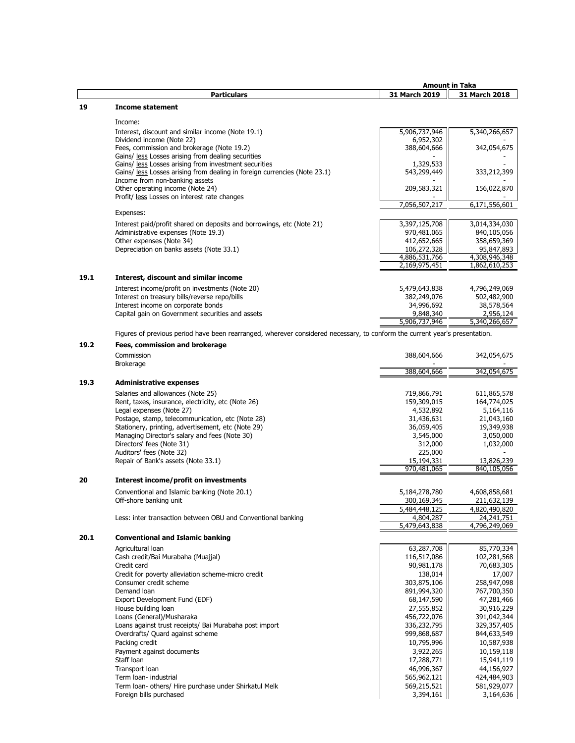| | Particulars | Amount in Taka 31 March 2019 | 31 March 2018 |
|---|---|---|---|
| **19** | **Income statement** | | |
| | Income: | | |
| | Interest, discount and similar income (Note 19.1) | 5,906,737,946 | 5,340,266,657 |
| | Dividend income (Note 22) | 6,952,302 | - |
| | Fees, commission and brokerage (Note 19.2) | 388,604,666 | 342,054,675 |
| | Gains/ less Losses arising from dealing securities | - | - |
| | Gains/ less Losses arising from investment securities | 1,329,533 | - |
| | Gains/ less Losses arising from dealing in foreign currencies (Note 23.1) | 543,299,449 | 333,212,399 |
| | Income from non-banking assets | - | - |
| | Other operating income (Note 24) | 209,583,321 | 156,022,870 |
| | Profit/ less Losses on interest rate changes | - | - |
| | | 7,056,507,217 | 6,171,556,601 |
| | Expenses: | | |
| | Interest paid/profit shared on deposits and borrowings, etc (Note 21) | 3,397,125,708 | 3,014,334,030 |
| | Administrative expenses (Note 19.3) | 970,481,065 | 840,105,056 |
| | Other expenses (Note 34) | 412,652,665 | 358,659,369 |
| | Depreciation on banks assets (Note 33.1) | 106,272,328 | 95,847,893 |
| | | 4,886,531,766 | 4,308,946,348 |
| | | 2,169,975,451 | 1,862,610,253 |
| **19.1** | **Interest, discount and similar income** | | |
| | Interest income/profit on investments (Note 20) | 5,479,643,838 | 4,796,249,069 |
| | Interest on treasury bills/reverse repo/bills | 382,249,076 | 502,482,900 |
| | Interest income on corporate bonds | 34,996,692 | 38,578,564 |
| | Capital gain on Government securities and assets | 9,848,340 | 2,956,124 |
| | | 5,906,737,946 | 5,340,266,657 |

Figures of previous period have been rearranged, wherever considered necessary, to conform the current year's presentation.

| | Particulars | 31 March 2019 | 31 March 2018 |
|---|---|---|---|
| **19.2** | **Fees, commission and brokerage** | | |
| | Commission | 388,604,666 | 342,054,675 |
| | Brokerage | - | - |
| | | 388,604,666 | 342,054,675 |
| **19.3** | **Administrative expenses** | | |
| | Salaries and allowances (Note 25) | 719,866,791 | 611,865,578 |
| | Rent, taxes, insurance, electricity, etc (Note 26) | 159,309,015 | 164,774,025 |
| | Legal expenses (Note 27) | 4,532,892 | 5,164,116 |
| | Postage, stamp, telecommunication, etc (Note 28) | 31,436,631 | 21,043,160 |
| | Stationery, printing, advertisement, etc (Note 29) | 36,059,405 | 19,349,938 |
| | Managing Director's salary and fees (Note 30) | 3,545,000 | 3,050,000 |
| | Directors' fees (Note 31) | 312,000 | 1,032,000 |
| | Auditors' fees (Note 32) | 225,000 | - |
| | Repair of Bank's assets (Note 33.1) | 15,194,331 | 13,826,239 |
| | | 970,481,065 | 840,105,056 |
| **20** | **Interest income/profit on investments** | | |
| | Conventional and Islamic banking (Note 20.1) | 5,184,278,780 | 4,608,858,681 |
| | Off-shore banking unit | 300,169,345 | 211,632,139 |
| | | 5,484,448,125 | 4,820,490,820 |
| | Less: inter transaction between OBU and Conventional banking | 4,804,287 | 24,241,751 |
| | | 5,479,643,838 | 4,796,249,069 |
| **20.1** | **Conventional and Islamic banking** | | |
| | Agricultural loan | 63,287,708 | 85,770,334 |
| | Cash credit/Bai Murabaha (Muajjal) | 116,517,086 | 102,281,568 |
| | Credit card | 90,981,178 | 70,683,305 |
| | Credit for poverty alleviation scheme-micro credit | 138,014 | 17,007 |
| | Consumer credit scheme | 303,875,106 | 258,947,098 |
| | Demand loan | 891,994,320 | 767,700,350 |
| | Export Development Fund (EDF) | 68,147,590 | 47,281,466 |
| | House building loan | 27,555,852 | 30,916,229 |
| | Loans (General)/Musharaka | 456,722,076 | 391,042,344 |
| | Loans against trust receipts/ Bai Murabaha post import | 336,232,795 | 329,357,405 |
| | Overdrafts/ Quard against scheme | 999,868,687 | 844,633,549 |
| | Packing credit | 10,795,996 | 10,587,938 |
| | Payment against documents | 3,922,265 | 10,159,118 |
| | Staff loan | 17,288,771 | 15,941,119 |
| | Transport loan | 46,996,367 | 44,156,927 |
| | Term loan- industrial | 565,962,121 | 424,484,903 |
| | Term loan- others/ Hire purchase under Shirkatul Melk | 569,215,521 | 581,929,077 |
| | Foreign bills purchased | 3,394,161 | 3,164,636 |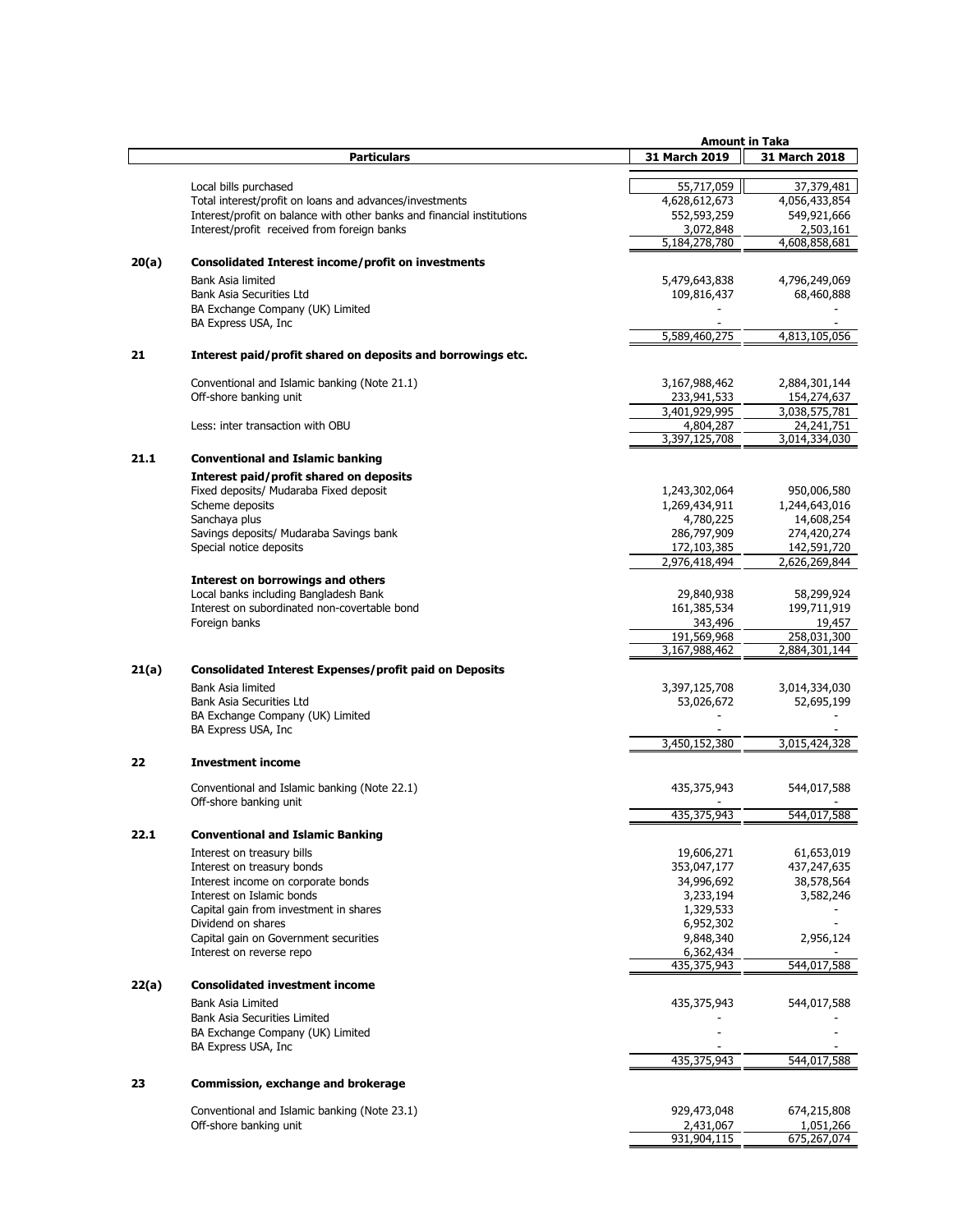| | Particulars | 31 March 2019 | 31 March 2018 |
|---|---|---|---|
| | | **Amount in Taka** | |
| | Local bills purchased | 55,717,059 | 37,379,481 |
| | Total interest/profit on loans and advances/investments | 4,628,612,673 | 4,056,433,854 |
| | Interest/profit on balance with other banks and financial institutions | 552,593,259 | 549,921,666 |
| | Interest/profit received from foreign banks | 3,072,848 | 2,503,161 |
| | | 5,184,278,780 | 4,608,858,681 |
| **20(a)** | **Consolidated Interest income/profit on investments** | | |
| | Bank Asia limited | 5,479,643,838 | 4,796,249,069 |
| | Bank Asia Securities Ltd | 109,816,437 | 68,460,888 |
| | BA Exchange Company (UK) Limited | - | - |
| | BA Express USA, Inc | - | - |
| | | 5,589,460,275 | 4,813,105,056 |
| **21** | **Interest paid/profit shared on deposits and borrowings etc.** | | |
| | Conventional and Islamic banking (Note 21.1) | 3,167,988,462 | 2,884,301,144 |
| | Off-shore banking unit | 233,941,533 | 154,274,637 |
| | | 3,401,929,995 | 3,038,575,781 |
| | Less: inter transaction with OBU | 4,804,287 | 24,241,751 |
| | | 3,397,125,708 | 3,014,334,030 |
| **21.1** | **Conventional and Islamic banking** | | |
| | **Interest paid/profit shared on deposits** | | |
| | Fixed deposits/ Mudaraba Fixed deposit | 1,243,302,064 | 950,006,580 |
| | Scheme deposits | 1,269,434,911 | 1,244,643,016 |
| | Sanchaya plus | 4,780,225 | 14,608,254 |
| | Savings deposits/ Mudaraba Savings bank | 286,797,909 | 274,420,274 |
| | Special notice deposits | 172,103,385 | 142,591,720 |
| | | 2,976,418,494 | 2,626,269,844 |
| | **Interest on borrowings and others** | | |
| | Local banks including Bangladesh Bank | 29,840,938 | 58,299,924 |
| | Interest on subordinated non-covertable bond | 161,385,534 | 199,711,919 |
| | Foreign banks | 343,496 | 19,457 |
| | | 191,569,968 | 258,031,300 |
| | | 3,167,988,462 | 2,884,301,144 |
| **21(a)** | **Consolidated Interest Expenses/profit paid on Deposits** | | |
| | Bank Asia limited | 3,397,125,708 | 3,014,334,030 |
| | Bank Asia Securities Ltd | 53,026,672 | 52,695,199 |
| | BA Exchange Company (UK) Limited | - | - |
| | BA Express USA, Inc | - | - |
| | | 3,450,152,380 | 3,015,424,328 |
| **22** | **Investment income** | | |
| | Conventional and Islamic banking (Note 22.1) | 435,375,943 | 544,017,588 |
| | Off-shore banking unit | - | - |
| | | 435,375,943 | 544,017,588 |
| **22.1** | **Conventional and Islamic Banking** | | |
| | Interest on treasury bills | 19,606,271 | 61,653,019 |
| | Interest on treasury bonds | 353,047,177 | 437,247,635 |
| | Interest income on corporate bonds | 34,996,692 | 38,578,564 |
| | Interest on Islamic bonds | 3,233,194 | 3,582,246 |
| | Capital gain from investment in shares | 1,329,533 | - |
| | Dividend on shares | 6,952,302 | - |
| | Capital gain on Government securities | 9,848,340 | 2,956,124 |
| | Interest on reverse repo | 6,362,434 | - |
| | | 435,375,943 | 544,017,588 |
| **22(a)** | **Consolidated investment income** | | |
| | Bank Asia Limited | 435,375,943 | 544,017,588 |
| | Bank Asia Securities Limited | - | - |
| | BA Exchange Company (UK) Limited | - | - |
| | BA Express USA, Inc | - | - |
| | | 435,375,943 | 544,017,588 |
| **23** | **Commission, exchange and brokerage** | | |
| | Conventional and Islamic banking (Note 23.1) | 929,473,048 | 674,215,808 |
| | Off-shore banking unit | 2,431,067 | 1,051,266 |
| | | 931,904,115 | 675,267,074 |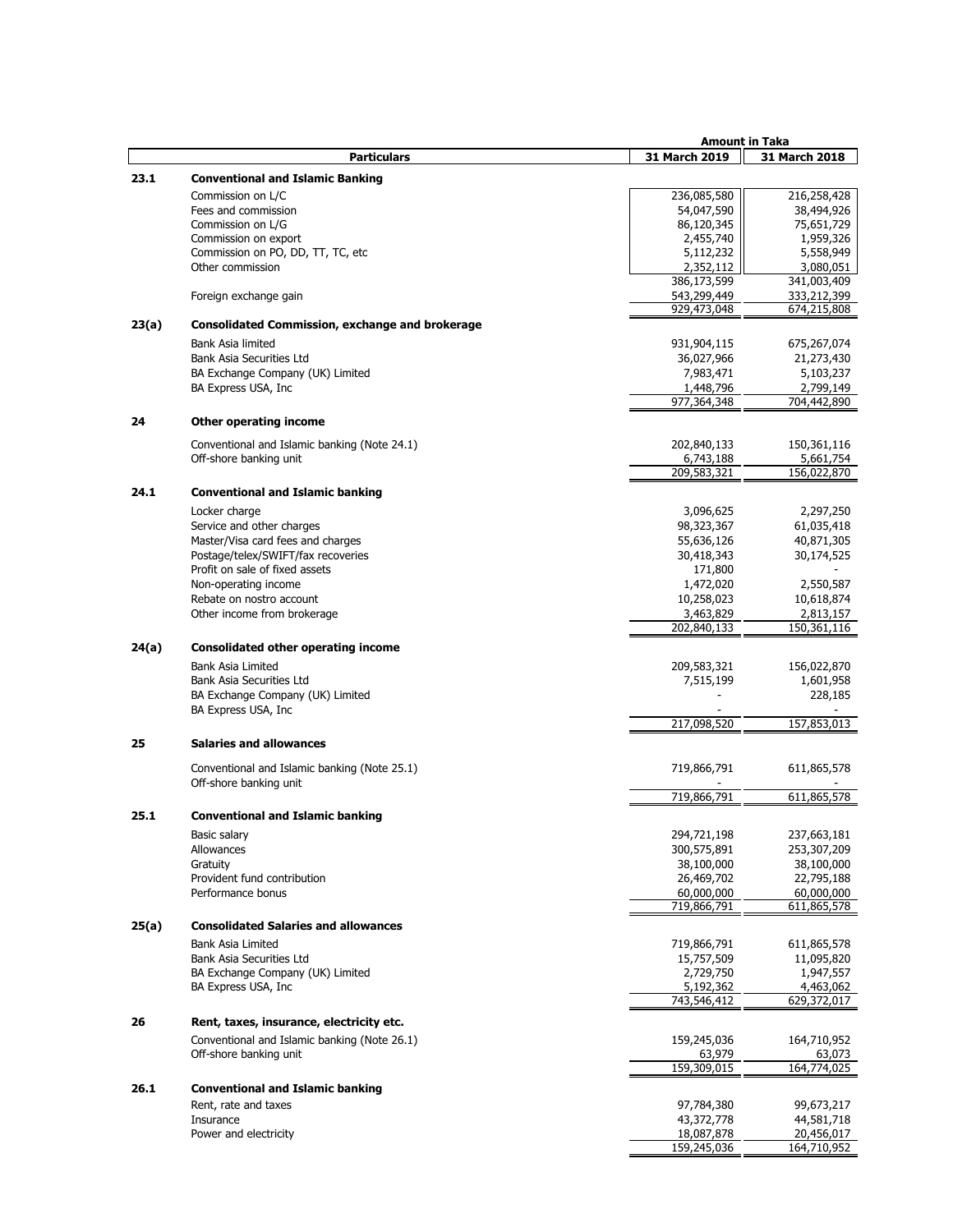| | Particulars | 31 March 2019 | 31 March 2018 |
|---|---|---|---|
| | | **Amount in Taka** | |
| **23.1** | **Conventional and Islamic Banking** | | |
| | Commission on L/C | 236,085,580 | 216,258,428 |
| | Fees and commission | 54,047,590 | 38,494,926 |
| | Commission on L/G | 86,120,345 | 75,651,729 |
| | Commission on export | 2,455,740 | 1,959,326 |
| | Commission on PO, DD, TT, TC, etc | 5,112,232 | 5,558,949 |
| | Other commission | 2,352,112 | 3,080,051 |
| | | 386,173,599 | 341,003,409 |
| | Foreign exchange gain | 543,299,449 | 333,212,399 |
| | | 929,473,048 | 674,215,808 |
| **23(a)** | **Consolidated Commission, exchange and brokerage** | | |
| | Bank Asia limited | 931,904,115 | 675,267,074 |
| | Bank Asia Securities Ltd | 36,027,966 | 21,273,430 |
| | BA Exchange Company (UK) Limited | 7,983,471 | 5,103,237 |
| | BA Express USA, Inc | 1,448,796 | 2,799,149 |
| | | 977,364,348 | 704,442,890 |
| **24** | **Other operating income** | | |
| | Conventional and Islamic banking (Note 24.1) | 202,840,133 | 150,361,116 |
| | Off-shore banking unit | 6,743,188 | 5,661,754 |
| | | 209,583,321 | 156,022,870 |
| **24.1** | **Conventional and Islamic banking** | | |
| | Locker charge | 3,096,625 | 2,297,250 |
| | Service and other charges | 98,323,367 | 61,035,418 |
| | Master/Visa card fees and charges | 55,636,126 | 40,871,305 |
| | Postage/telex/SWIFT/fax recoveries | 30,418,343 | 30,174,525 |
| | Profit on sale of fixed assets | 171,800 | - |
| | Non-operating income | 1,472,020 | 2,550,587 |
| | Rebate on nostro account | 10,258,023 | 10,618,874 |
| | Other income from brokerage | 3,463,829 | 2,813,157 |
| | | 202,840,133 | 150,361,116 |
| **24(a)** | **Consolidated other operating income** | | |
| | Bank Asia Limited | 209,583,321 | 156,022,870 |
| | Bank Asia Securities Ltd | 7,515,199 | 1,601,958 |
| | BA Exchange Company (UK) Limited | - | 228,185 |
| | BA Express USA, Inc | - | - |
| | | 217,098,520 | 157,853,013 |
| **25** | **Salaries and allowances** | | |
| | Conventional and Islamic banking (Note 25.1) | 719,866,791 | 611,865,578 |
| | Off-shore banking unit | - | - |
| | | 719,866,791 | 611,865,578 |
| **25.1** | **Conventional and Islamic banking** | | |
| | Basic salary | 294,721,198 | 237,663,181 |
| | Allowances | 300,575,891 | 253,307,209 |
| | Gratuity | 38,100,000 | 38,100,000 |
| | Provident fund contribution | 26,469,702 | 22,795,188 |
| | Performance bonus | 60,000,000 | 60,000,000 |
| | | 719,866,791 | 611,865,578 |
| **25(a)** | **Consolidated Salaries and allowances** | | |
| | Bank Asia Limited | 719,866,791 | 611,865,578 |
| | Bank Asia Securities Ltd | 15,757,509 | 11,095,820 |
| | BA Exchange Company (UK) Limited | 2,729,750 | 1,947,557 |
| | BA Express USA, Inc | 5,192,362 | 4,463,062 |
| | | 743,546,412 | 629,372,017 |
| **26** | **Rent, taxes, insurance, electricity etc.** | | |
| | Conventional and Islamic banking (Note 26.1) | 159,245,036 | 164,710,952 |
| | Off-shore banking unit | 63,979 | 63,073 |
| | | 159,309,015 | 164,774,025 |
| **26.1** | **Conventional and Islamic banking** | | |
| | Rent, rate and taxes | 97,784,380 | 99,673,217 |
| | Insurance | 43,372,778 | 44,581,718 |
| | Power and electricity | 18,087,878 | 20,456,017 |
| | | 159,245,036 | 164,710,952 |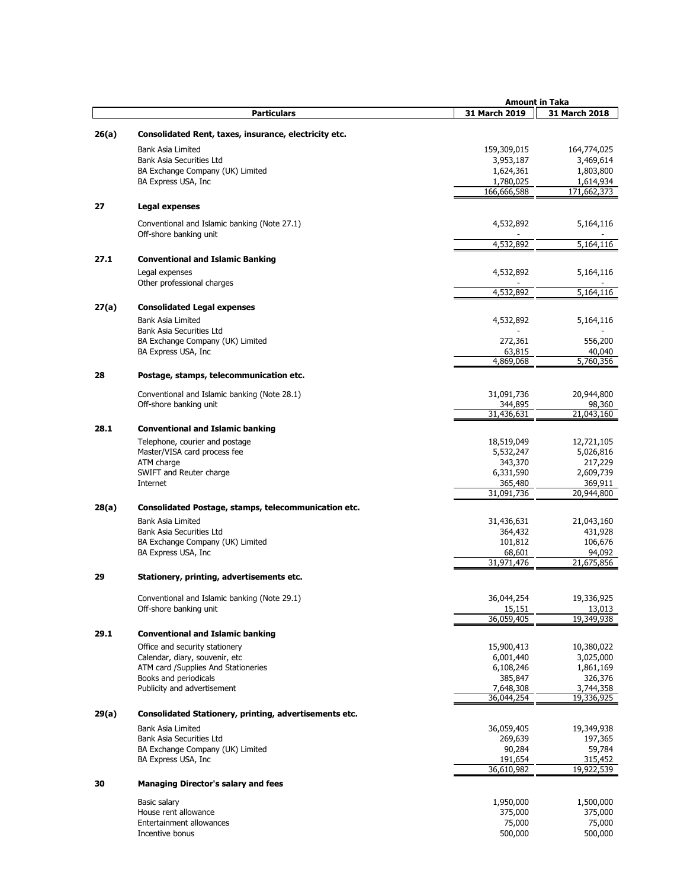| | | Amount in Taka | |
|---|---|---|---|
| | **Particulars** | **31 March 2019** | **31 March 2018** |
| **26(a)** | **Consolidated Rent, taxes, insurance, electricity etc.** | | |
| | Bank Asia Limited | 159,309,015 | 164,774,025 |
| | Bank Asia Securities Ltd | 3,953,187 | 3,469,614 |
| | BA Exchange Company (UK) Limited | 1,624,361 | 1,803,800 |
| | BA Express USA, Inc | 1,780,025 | 1,614,934 |
| | | 166,666,588 | 171,662,373 |
| **27** | **Legal expenses** | | |
| | Conventional and Islamic banking (Note 27.1) | 4,532,892 | 5,164,116 |
| | Off-shore banking unit | - | - |
| | | 4,532,892 | 5,164,116 |
| **27.1** | **Conventional and Islamic Banking** | | |
| | Legal expenses | 4,532,892 | 5,164,116 |
| | Other professional charges | - | - |
| | | 4,532,892 | 5,164,116 |
| **27(a)** | **Consolidated Legal expenses** | | |
| | Bank Asia Limited | 4,532,892 | 5,164,116 |
| | Bank Asia Securities Ltd | - | - |
| | BA Exchange Company (UK) Limited | 272,361 | 556,200 |
| | BA Express USA, Inc | 63,815 | 40,040 |
| | | 4,869,068 | 5,760,356 |
| **28** | **Postage, stamps, telecommunication etc.** | | |
| | Conventional and Islamic banking (Note 28.1) | 31,091,736 | 20,944,800 |
| | Off-shore banking unit | 344,895 | 98,360 |
| | | 31,436,631 | 21,043,160 |
| **28.1** | **Conventional and Islamic banking** | | |
| | Telephone, courier and postage | 18,519,049 | 12,721,105 |
| | Master/VISA card process fee | 5,532,247 | 5,026,816 |
| | ATM charge | 343,370 | 217,229 |
| | SWIFT and Reuter charge | 6,331,590 | 2,609,739 |
| | Internet | 365,480 | 369,911 |
| | | 31,091,736 | 20,944,800 |
| **28(a)** | **Consolidated Postage, stamps, telecommunication etc.** | | |
| | Bank Asia Limited | 31,436,631 | 21,043,160 |
| | Bank Asia Securities Ltd | 364,432 | 431,928 |
| | BA Exchange Company (UK) Limited | 101,812 | 106,676 |
| | BA Express USA, Inc | 68,601 | 94,092 |
| | | 31,971,476 | 21,675,856 |
| **29** | **Stationery, printing, advertisements etc.** | | |
| | Conventional and Islamic banking (Note 29.1) | 36,044,254 | 19,336,925 |
| | Off-shore banking unit | 15,151 | 13,013 |
| | | 36,059,405 | 19,349,938 |
| **29.1** | **Conventional and Islamic banking** | | |
| | Office and security stationery | 15,900,413 | 10,380,022 |
| | Calendar, diary, souvenir, etc | 6,001,440 | 3,025,000 |
| | ATM card /Supplies And Stationeries | 6,108,246 | 1,861,169 |
| | Books and periodicals | 385,847 | 326,376 |
| | Publicity and advertisement | 7,648,308 | 3,744,358 |
| | | 36,044,254 | 19,336,925 |
| **29(a)** | **Consolidated Stationery, printing, advertisements etc.** | | |
| | Bank Asia Limited | 36,059,405 | 19,349,938 |
| | Bank Asia Securities Ltd | 269,639 | 197,365 |
| | BA Exchange Company (UK) Limited | 90,284 | 59,784 |
| | BA Express USA, Inc | 191,654 | 315,452 |
| | | 36,610,982 | 19,922,539 |
| **30** | **Managing Director's salary and fees** | | |
| | Basic salary | 1,950,000 | 1,500,000 |
| | House rent allowance | 375,000 | 375,000 |
| | Entertainment allowances | 75,000 | 75,000 |
| | Incentive bonus | 500,000 | 500,000 |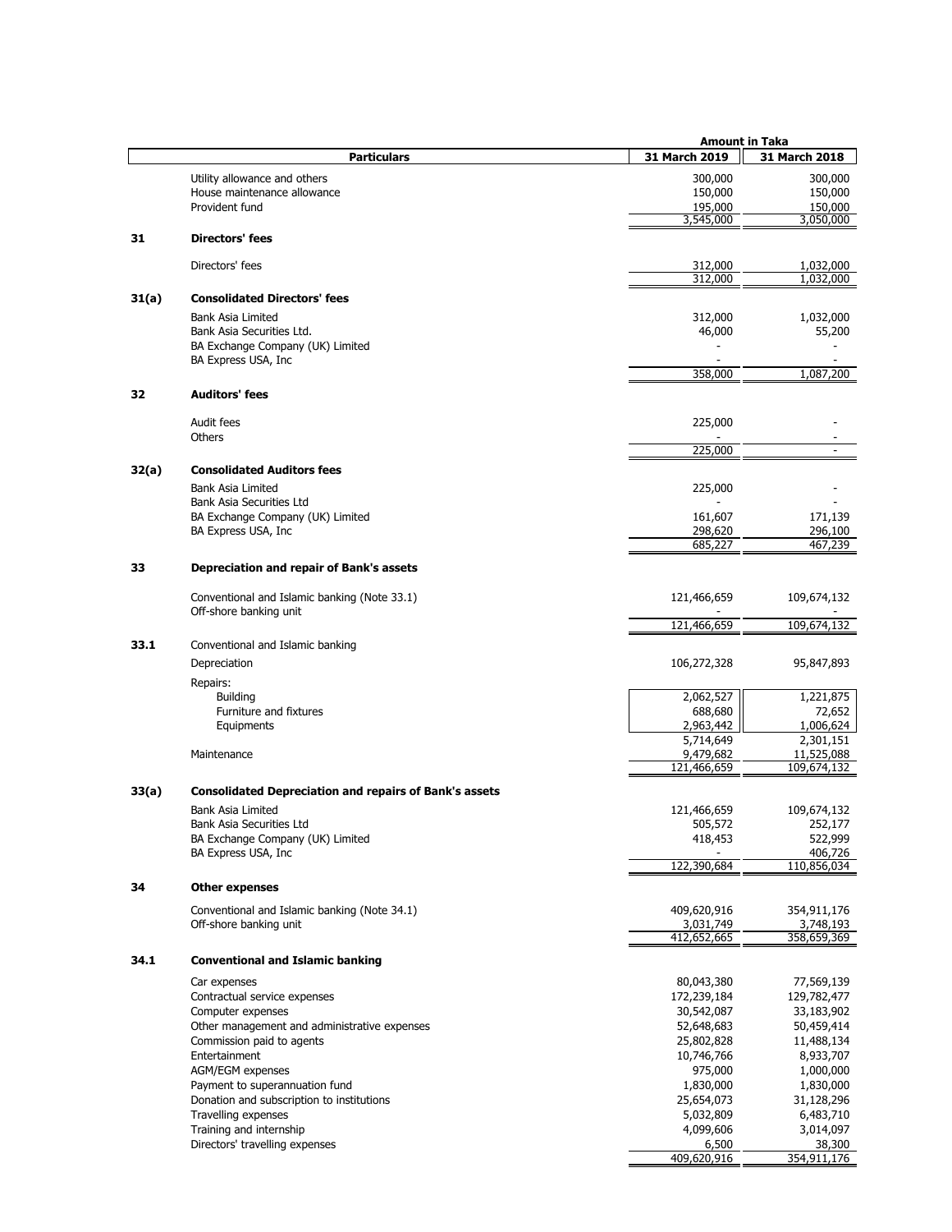| | Particulars | Amount in Taka 31 March 2019 | 31 March 2018 |
|---|---|---|---|
| | Utility allowance and others | 300,000 | 300,000 |
| | House maintenance allowance | 150,000 | 150,000 |
| | Provident fund | 195,000 | 150,000 |
| | | 3,545,000 | 3,050,000 |
| **31** | **Directors' fees** | | |
| | Directors' fees | 312,000 | 1,032,000 |
| | | 312,000 | 1,032,000 |
| **31(a)** | **Consolidated Directors' fees** | | |
| | Bank Asia Limited | 312,000 | 1,032,000 |
| | Bank Asia Securities Ltd. | 46,000 | 55,200 |
| | BA Exchange Company (UK) Limited | - | - |
| | BA Express USA, Inc | - | - |
| | | 358,000 | 1,087,200 |
| **32** | **Auditors' fees** | | |
| | Audit fees | 225,000 | - |
| | Others | - | - |
| | | 225,000 | - |
| **32(a)** | **Consolidated Auditors fees** | | |
| | Bank Asia Limited | 225,000 | - |
| | Bank Asia Securities Ltd | - | - |
| | BA Exchange Company (UK) Limited | 161,607 | 171,139 |
| | BA Express USA, Inc | 298,620 | 296,100 |
| | | 685,227 | 467,239 |
| **33** | **Depreciation and repair of Bank's assets** | | |
| | Conventional and Islamic banking (Note 33.1) | 121,466,659 | 109,674,132 |
| | Off-shore banking unit | - | - |
| | | 121,466,659 | 109,674,132 |
| **33.1** | Conventional and Islamic banking | | |
| | Depreciation | 106,272,328 | 95,847,893 |
| | Repairs: | | |
| | Building | 2,062,527 | 1,221,875 |
| | Furniture and fixtures | 688,680 | 72,652 |
| | Equipments | 2,963,442 | 1,006,624 |
| | | 5,714,649 | 2,301,151 |
| | Maintenance | 9,479,682 | 11,525,088 |
| | | 121,466,659 | 109,674,132 |
| **33(a)** | **Consolidated Depreciation and repairs of Bank's assets** | | |
| | Bank Asia Limited | 121,466,659 | 109,674,132 |
| | Bank Asia Securities Ltd | 505,572 | 252,177 |
| | BA Exchange Company (UK) Limited | 418,453 | 522,999 |
| | BA Express USA, Inc | - | 406,726 |
| | | 122,390,684 | 110,856,034 |
| **34** | **Other expenses** | | |
| | Conventional and Islamic banking (Note 34.1) | 409,620,916 | 354,911,176 |
| | Off-shore banking unit | 3,031,749 | 3,748,193 |
| | | 412,652,665 | 358,659,369 |
| **34.1** | **Conventional and Islamic banking** | | |
| | Car expenses | 80,043,380 | 77,569,139 |
| | Contractual service expenses | 172,239,184 | 129,782,477 |
| | Computer expenses | 30,542,087 | 33,183,902 |
| | Other management and administrative expenses | 52,648,683 | 50,459,414 |
| | Commission paid to agents | 25,802,828 | 11,488,134 |
| | Entertainment | 10,746,766 | 8,933,707 |
| | AGM/EGM expenses | 975,000 | 1,000,000 |
| | Payment to superannuation fund | 1,830,000 | 1,830,000 |
| | Donation and subscription to institutions | 25,654,073 | 31,128,296 |
| | Travelling expenses | 5,032,809 | 6,483,710 |
| | Training and internship | 4,099,606 | 3,014,097 |
| | Directors' travelling expenses | 6,500 | 38,300 |
| | | 409,620,916 | 354,911,176 |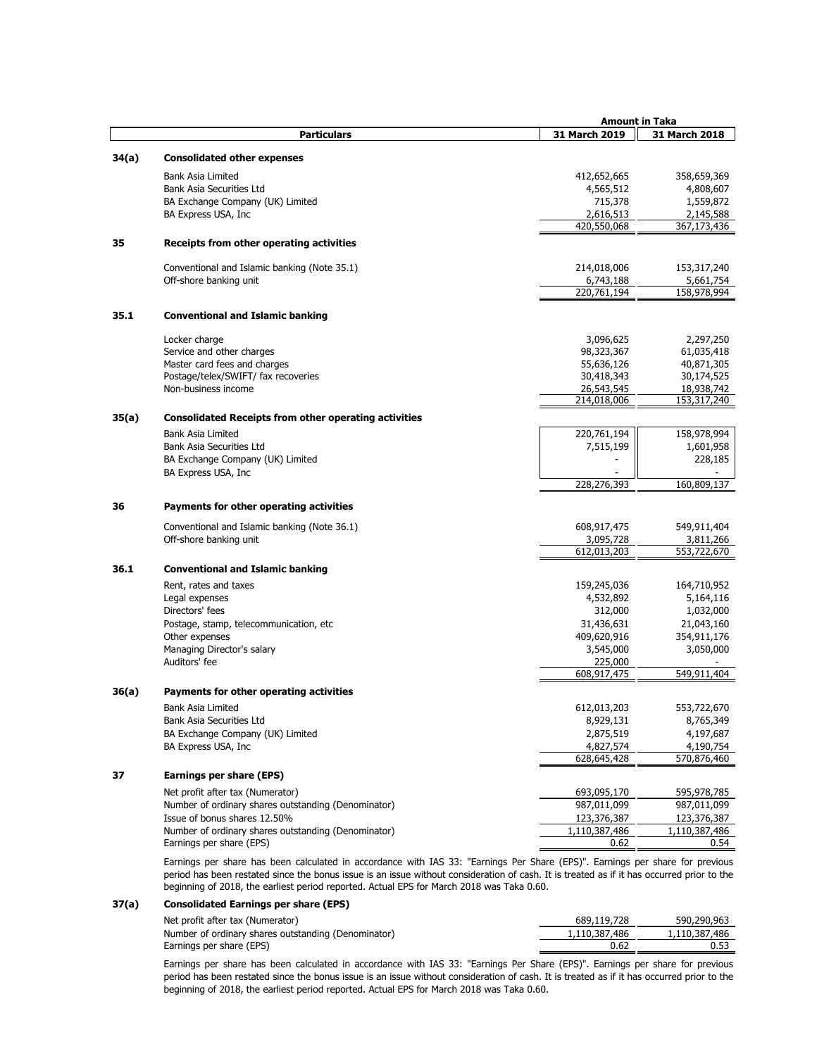| | Particulars | 31 March 2019 | 31 March 2018 |
|---|---|---|---|
| | | **Amount in Taka** | |
| **34(a)** | **Consolidated other expenses** | | |
| | Bank Asia Limited | 412,652,665 | 358,659,369 |
| | Bank Asia Securities Ltd | 4,565,512 | 4,808,607 |
| | BA Exchange Company (UK) Limited | 715,378 | 1,559,872 |
| | BA Express USA, Inc | 2,616,513 | 2,145,588 |
| | | 420,550,068 | 367,173,436 |
| **35** | **Receipts from other operating activities** | | |
| | Conventional and Islamic banking (Note 35.1) | 214,018,006 | 153,317,240 |
| | Off-shore banking unit | 6,743,188 | 5,661,754 |
| | | 220,761,194 | 158,978,994 |
| **35.1** | **Conventional and Islamic banking** | | |
| | Locker charge | 3,096,625 | 2,297,250 |
| | Service and other charges | 98,323,367 | 61,035,418 |
| | Master card fees and charges | 55,636,126 | 40,871,305 |
| | Postage/telex/SWIFT/ fax recoveries | 30,418,343 | 30,174,525 |
| | Non-business income | 26,543,545 | 18,938,742 |
| | | 214,018,006 | 153,317,240 |
| **35(a)** | **Consolidated Receipts from other operating activities** | | |
| | Bank Asia Limited | 220,761,194 | 158,978,994 |
| | Bank Asia Securities Ltd | 7,515,199 | 1,601,958 |
| | BA Exchange Company (UK) Limited | - | 228,185 |
| | BA Express USA, Inc | - | - |
| | | 228,276,393 | 160,809,137 |
| **36** | **Payments for other operating activities** | | |
| | Conventional and Islamic banking (Note 36.1) | 608,917,475 | 549,911,404 |
| | Off-shore banking unit | 3,095,728 | 3,811,266 |
| | | 612,013,203 | 553,722,670 |
| **36.1** | **Conventional and Islamic banking** | | |
| | Rent, rates and taxes | 159,245,036 | 164,710,952 |
| | Legal expenses | 4,532,892 | 5,164,116 |
| | Directors' fees | 312,000 | 1,032,000 |
| | Postage, stamp, telecommunication, etc | 31,436,631 | 21,043,160 |
| | Other expenses | 409,620,916 | 354,911,176 |
| | Managing Director's salary | 3,545,000 | 3,050,000 |
| | Auditors' fee | 225,000 | - |
| | | 608,917,475 | 549,911,404 |
| **36(a)** | **Payments for other operating activities** | | |
| | Bank Asia Limited | 612,013,203 | 553,722,670 |
| | Bank Asia Securities Ltd | 8,929,131 | 8,765,349 |
| | BA Exchange Company (UK) Limited | 2,875,519 | 4,197,687 |
| | BA Express USA, Inc | 4,827,574 | 4,190,754 |
| | | 628,645,428 | 570,876,460 |
| **37** | **Earnings per share (EPS)** | | |
| | Net profit after tax (Numerator) | 693,095,170 | 595,978,785 |
| | Number of ordinary shares outstanding (Denominator) | 987,011,099 | 987,011,099 |
| | Issue of bonus shares 12.50% | 123,376,387 | 123,376,387 |
| | Number of ordinary shares outstanding (Denominator) | 1,110,387,486 | 1,110,387,486 |
| | Earnings per share (EPS) | 0.62 | 0.54 |

Earnings per share has been calculated in accordance with IAS 33: "Earnings Per Share (EPS)". Earnings per share for previous period has been restated since the bonus issue is an issue without consideration of cash. It is treated as if it has occurred prior to the beginning of 2018, the earliest period reported. Actual EPS for March 2018 was Taka 0.60.

| | Particulars | 31 March 2019 | 31 March 2018 |
|---|---|---|---|
| **37(a)** | **Consolidated Earnings per share (EPS)** | | |
| | Net profit after tax (Numerator) | 689,119,728 | 590,290,963 |
| | Number of ordinary shares outstanding (Denominator) | 1,110,387,486 | 1,110,387,486 |
| | Earnings per share (EPS) | 0.62 | 0.53 |

Earnings per share has been calculated in accordance with IAS 33: "Earnings Per Share (EPS)". Earnings per share for previous period has been restated since the bonus issue is an issue without consideration of cash. It is treated as if it has occurred prior to the beginning of 2018, the earliest period reported. Actual EPS for March 2018 was Taka 0.60.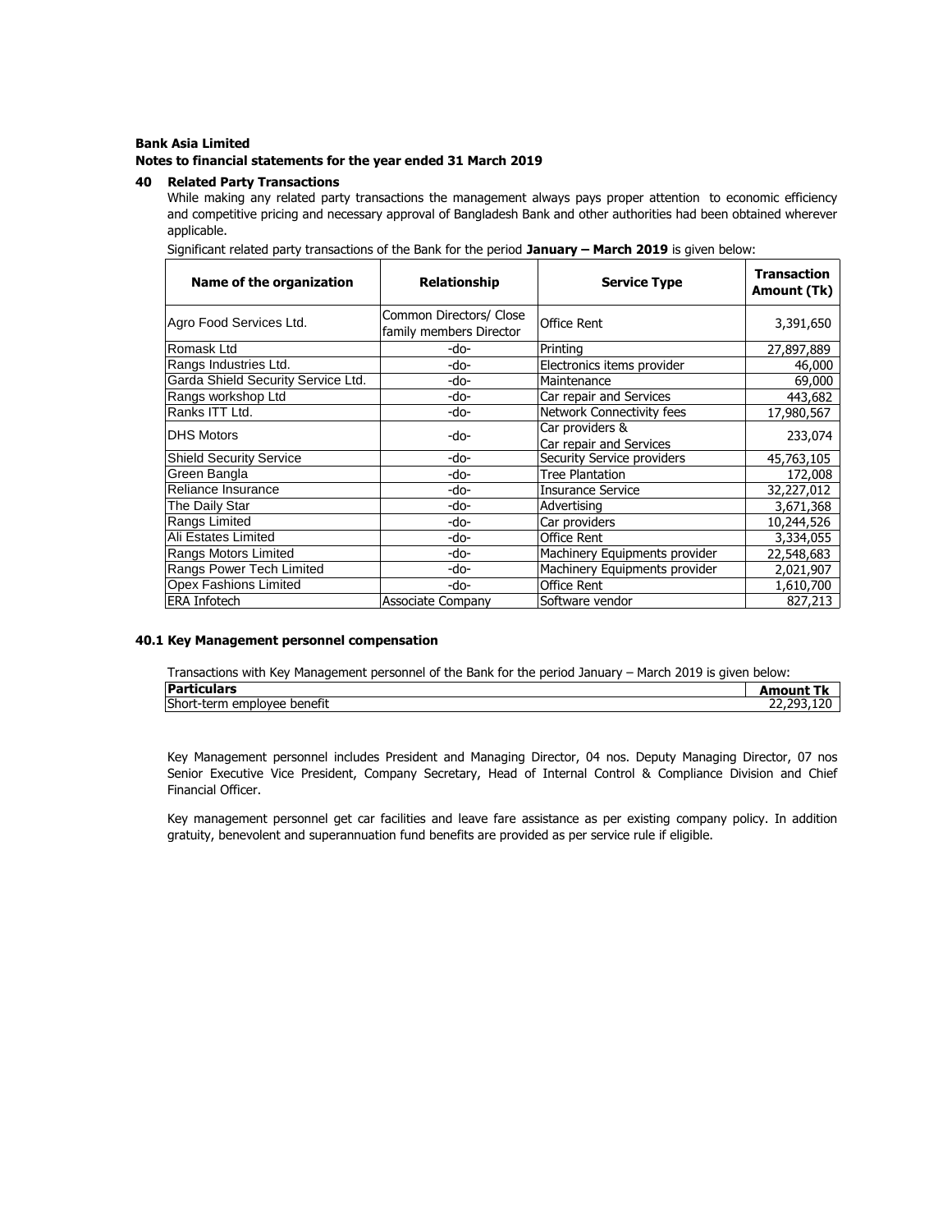**Bank Asia Limited**

**Notes to financial statements for the year ended 31 March 2019**

## 40 Related Party Transactions

While making any related party transactions the management always pays proper attention to economic efficiency and competitive pricing and necessary approval of Bangladesh Bank and other authorities had been obtained wherever applicable.

Significant related party transactions of the Bank for the period **January – March 2019** is given below:

| Name of the organization | Relationship | Service Type | Transaction Amount (Tk) |
|---|---|---|---|
| Agro Food Services Ltd. | Common Directors/ Close family members Director | Office Rent | 3,391,650 |
| Romask Ltd | -do- | Printing | 27,897,889 |
| Rangs Industries Ltd. | -do- | Electronics items provider | 46,000 |
| Garda Shield Security Service Ltd. | -do- | Maintenance | 69,000 |
| Rangs workshop Ltd | -do- | Car repair and Services | 443,682 |
| Ranks ITT Ltd. | -do- | Network Connectivity fees | 17,980,567 |
| DHS Motors | -do- | Car providers & Car repair and Services | 233,074 |
| Shield Security Service | -do- | Security Service providers | 45,763,105 |
| Green Bangla | -do- | Tree Plantation | 172,008 |
| Reliance Insurance | -do- | Insurance Service | 32,227,012 |
| The Daily Star | -do- | Advertising | 3,671,368 |
| Rangs Limited | -do- | Car providers | 10,244,526 |
| Ali Estates Limited | -do- | Office Rent | 3,334,055 |
| Rangs Motors Limited | -do- | Machinery Equipments provider | 22,548,683 |
| Rangs Power Tech Limited | -do- | Machinery Equipments provider | 2,021,907 |
| Opex Fashions Limited | -do- | Office Rent | 1,610,700 |
| ERA Infotech | Associate Company | Software vendor | 827,213 |

### 40.1 Key Management personnel compensation

Transactions with Key Management personnel of the Bank for the period January – March 2019 is given below:

| Particulars | Amount Tk |
|---|---|
| Short-term employee benefit | 22,293,120 |

Key Management personnel includes President and Managing Director, 04 nos. Deputy Managing Director, 07 nos Senior Executive Vice President, Company Secretary, Head of Internal Control & Compliance Division and Chief Financial Officer.

Key management personnel get car facilities and leave fare assistance as per existing company policy. In addition gratuity, benevolent and superannuation fund benefits are provided as per service rule if eligible.